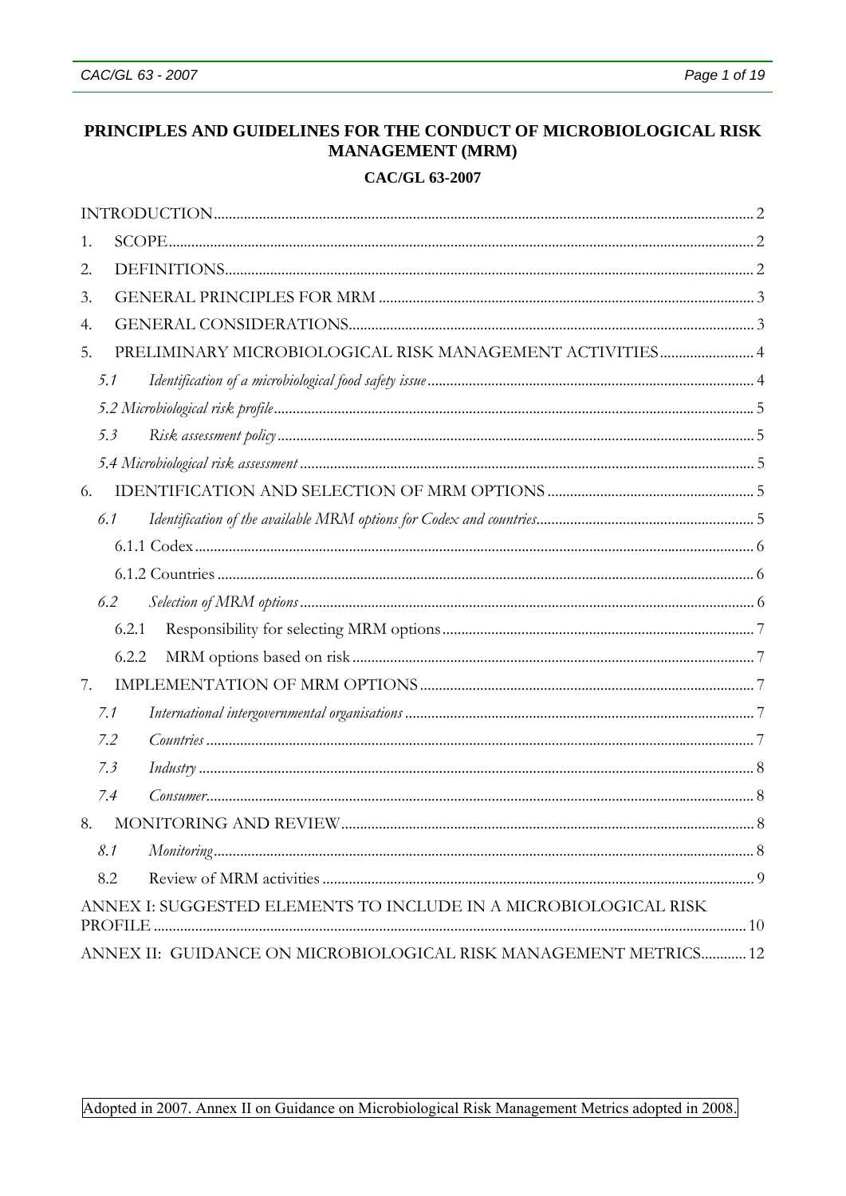# PRINCIPLES AND GUIDELINES FOR THE CONDUCT OF MICROBIOLOGICAL RISK MANAGEMENT (MRM)

## CAC/GL 63-2007

INTRODUCTION .......... 2

1. SCOPE .......... 2
2. DEFINITIONS .......... 2
3. GENERAL PRINCIPLES FOR MRM .......... 3
4. GENERAL CONSIDERATIONS .......... 3
5. PRELIMINARY MICROBIOLOGICAL RISK MANAGEMENT ACTIVITIES .......... 4
   - *5.1 Identification of a microbiological food safety issue* .......... 4
   - *5.2 Microbiological risk profile* .......... 5
   - *5.3 Risk assessment policy* .......... 5
   - *5.4 Microbiological risk assessment* .......... 5
6. IDENTIFICATION AND SELECTION OF MRM OPTIONS .......... 5
   - *6.1 Identification of the available MRM options for Codex and countries* .......... 5
     - 6.1.1 Codex .......... 6
     - 6.1.2 Countries .......... 6
   - *6.2 Selection of MRM options* .......... 6
     - 6.2.1 Responsibility for selecting MRM options .......... 7
     - 6.2.2 MRM options based on risk .......... 7
7. IMPLEMENTATION OF MRM OPTIONS .......... 7
   - *7.1 International intergovernmental organisations* .......... 7
   - *7.2 Countries* .......... 7
   - *7.3 Industry* .......... 8
   - *7.4 Consumer* .......... 8
8. MONITORING AND REVIEW .......... 8
   - *8.1 Monitoring* .......... 8
   - 8.2 Review of MRM activities .......... 9

ANNEX I: SUGGESTED ELEMENTS TO INCLUDE IN A MICROBIOLOGICAL RISK PROFILE .......... 10

ANNEX II: GUIDANCE ON MICROBIOLOGICAL RISK MANAGEMENT METRICS .......... 12

Adopted in 2007. Annex II on Guidance on Microbiological Risk Management Metrics adopted in 2008.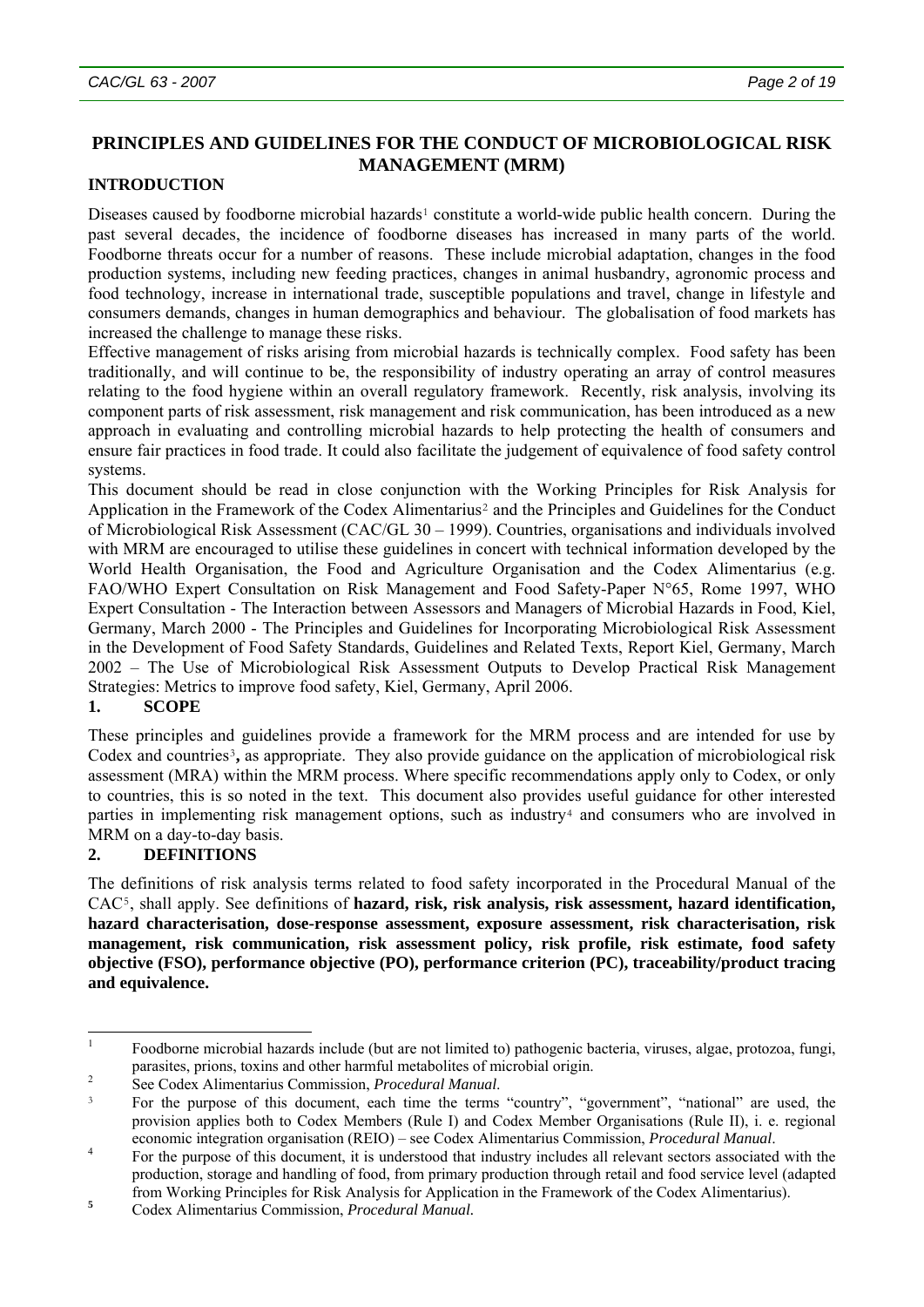# PRINCIPLES AND GUIDELINES FOR THE CONDUCT OF MICROBIOLOGICAL RISK MANAGEMENT (MRM)

## INTRODUCTION

Diseases caused by foodborne microbial hazards[1] constitute a world-wide public health concern. During the past several decades, the incidence of foodborne diseases has increased in many parts of the world. Foodborne threats occur for a number of reasons. These include microbial adaptation, changes in the food production systems, including new feeding practices, changes in animal husbandry, agronomic process and food technology, increase in international trade, susceptible populations and travel, change in lifestyle and consumers demands, changes in human demographics and behaviour. The globalisation of food markets has increased the challenge to manage these risks.

Effective management of risks arising from microbial hazards is technically complex. Food safety has been traditionally, and will continue to be, the responsibility of industry operating an array of control measures relating to the food hygiene within an overall regulatory framework. Recently, risk analysis, involving its component parts of risk assessment, risk management and risk communication, has been introduced as a new approach in evaluating and controlling microbial hazards to help protecting the health of consumers and ensure fair practices in food trade. It could also facilitate the judgement of equivalence of food safety control systems.

This document should be read in close conjunction with the Working Principles for Risk Analysis for Application in the Framework of the Codex Alimentarius[2] and the Principles and Guidelines for the Conduct of Microbiological Risk Assessment (CAC/GL 30 – 1999). Countries, organisations and individuals involved with MRM are encouraged to utilise these guidelines in concert with technical information developed by the World Health Organisation, the Food and Agriculture Organisation and the Codex Alimentarius (e.g. FAO/WHO Expert Consultation on Risk Management and Food Safety-Paper N°65, Rome 1997, WHO Expert Consultation - The Interaction between Assessors and Managers of Microbial Hazards in Food, Kiel, Germany, March 2000 - The Principles and Guidelines for Incorporating Microbiological Risk Assessment in the Development of Food Safety Standards, Guidelines and Related Texts, Report Kiel, Germany, March 2002 – The Use of Microbiological Risk Assessment Outputs to Develop Practical Risk Management Strategies: Metrics to improve food safety, Kiel, Germany, April 2006.

## 1. SCOPE

These principles and guidelines provide a framework for the MRM process and are intended for use by Codex and countries[3], as appropriate. They also provide guidance on the application of microbiological risk assessment (MRA) within the MRM process. Where specific recommendations apply only to Codex, or only to countries, this is so noted in the text. This document also provides useful guidance for other interested parties in implementing risk management options, such as industry[4] and consumers who are involved in MRM on a day-to-day basis.

## 2. DEFINITIONS

The definitions of risk analysis terms related to food safety incorporated in the Procedural Manual of the CAC[5], shall apply. See definitions of **hazard, risk, risk analysis, risk assessment, hazard identification, hazard characterisation, dose-response assessment, exposure assessment, risk characterisation, risk management, risk communication, risk assessment policy, risk profile, risk estimate, food safety objective (FSO), performance objective (PO), performance criterion (PC), traceability/product tracing and equivalence.**

---

[1] Foodborne microbial hazards include (but are not limited to) pathogenic bacteria, viruses, algae, protozoa, fungi, parasites, prions, toxins and other harmful metabolites of microbial origin.

[2] See Codex Alimentarius Commission, *Procedural Manual*.

[3] For the purpose of this document, each time the terms "country", "government", "national" are used, the provision applies both to Codex Members (Rule I) and Codex Member Organisations (Rule II), i. e. regional economic integration organisation (REIO) – see Codex Alimentarius Commission, *Procedural Manual*.

[4] For the purpose of this document, it is understood that industry includes all relevant sectors associated with the production, storage and handling of food, from primary production through retail and food service level (adapted from Working Principles for Risk Analysis for Application in the Framework of the Codex Alimentarius).

[5] Codex Alimentarius Commission, *Procedural Manual.*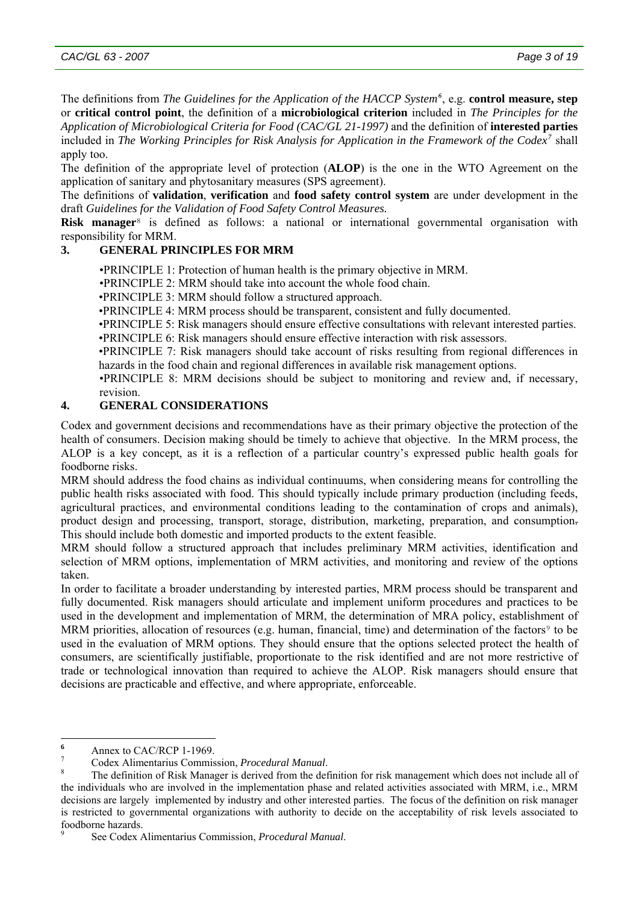The definitions from *The Guidelines for the Application of the HACCP System*[6], e.g. **control measure, step** or **critical control point**, the definition of a **microbiological criterion** included in *The Principles for the Application of Microbiological Criteria for Food (CAC/GL 21-1997)* and the definition of **interested parties** included in *The Working Principles for Risk Analysis for Application in the Framework of the Codex*[7] shall apply too.

The definition of the appropriate level of protection (**ALOP**) is the one in the WTO Agreement on the application of sanitary and phytosanitary measures (SPS agreement).

The definitions of **validation**, **verification** and **food safety control system** are under development in the draft *Guidelines for the Validation of Food Safety Control Measures.*

**Risk manager**[8] is defined as follows: a national or international governmental organisation with responsibility for MRM.

## 3. GENERAL PRINCIPLES FOR MRM

- PRINCIPLE 1: Protection of human health is the primary objective in MRM.
- PRINCIPLE 2: MRM should take into account the whole food chain.
- PRINCIPLE 3: MRM should follow a structured approach.
- PRINCIPLE 4: MRM process should be transparent, consistent and fully documented.
- PRINCIPLE 5: Risk managers should ensure effective consultations with relevant interested parties.
- PRINCIPLE 6: Risk managers should ensure effective interaction with risk assessors.
- PRINCIPLE 7: Risk managers should take account of risks resulting from regional differences in hazards in the food chain and regional differences in available risk management options.
- PRINCIPLE 8: MRM decisions should be subject to monitoring and review and, if necessary, revision.

## 4. GENERAL CONSIDERATIONS

Codex and government decisions and recommendations have as their primary objective the protection of the health of consumers. Decision making should be timely to achieve that objective. In the MRM process, the ALOP is a key concept, as it is a reflection of a particular country's expressed public health goals for foodborne risks.

MRM should address the food chains as individual continuums, when considering means for controlling the public health risks associated with food. This should typically include primary production (including feeds, agricultural practices, and environmental conditions leading to the contamination of crops and animals), product design and processing, transport, storage, distribution, marketing, preparation, and consumption. This should include both domestic and imported products to the extent feasible.

MRM should follow a structured approach that includes preliminary MRM activities, identification and selection of MRM options, implementation of MRM activities, and monitoring and review of the options taken.

In order to facilitate a broader understanding by interested parties, MRM process should be transparent and fully documented. Risk managers should articulate and implement uniform procedures and practices to be used in the development and implementation of MRM, the determination of MRA policy, establishment of MRM priorities, allocation of resources (e.g. human, financial, time) and determination of the factors[9] to be used in the evaluation of MRM options. They should ensure that the options selected protect the health of consumers, are scientifically justifiable, proportionate to the risk identified and are not more restrictive of trade or technological innovation than required to achieve the ALOP. Risk managers should ensure that decisions are practicable and effective, and where appropriate, enforceable.

---

[6] Annex to CAC/RCP 1-1969.

[7] Codex Alimentarius Commission, *Procedural Manual*.

[8] The definition of Risk Manager is derived from the definition for risk management which does not include all of the individuals who are involved in the implementation phase and related activities associated with MRM, i.e., MRM decisions are largely implemented by industry and other interested parties. The focus of the definition on risk manager is restricted to governmental organizations with authority to decide on the acceptability of risk levels associated to foodborne hazards.

[9] See Codex Alimentarius Commission, *Procedural Manual*.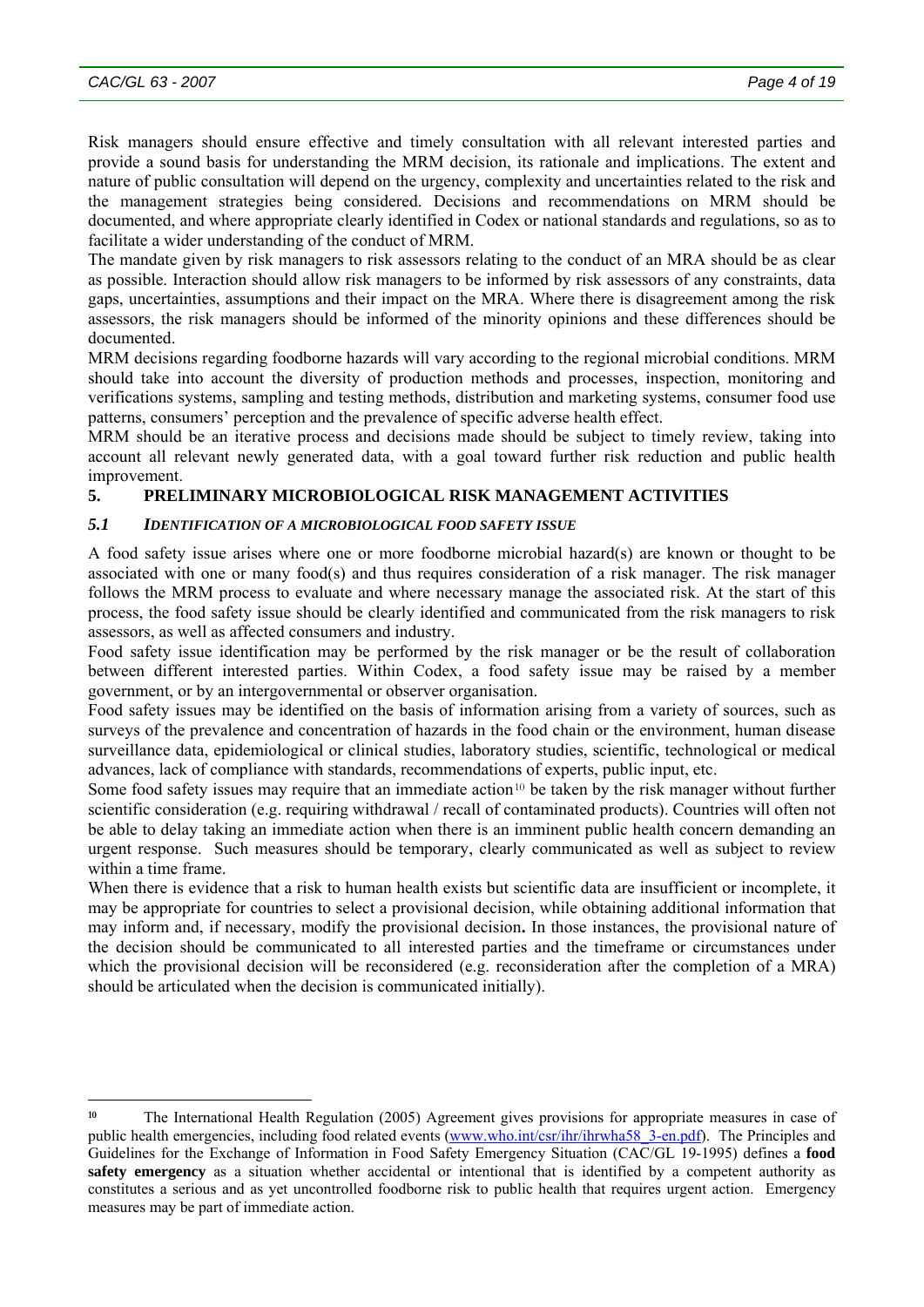Risk managers should ensure effective and timely consultation with all relevant interested parties and provide a sound basis for understanding the MRM decision, its rationale and implications. The extent and nature of public consultation will depend on the urgency, complexity and uncertainties related to the risk and the management strategies being considered. Decisions and recommendations on MRM should be documented, and where appropriate clearly identified in Codex or national standards and regulations, so as to facilitate a wider understanding of the conduct of MRM.

The mandate given by risk managers to risk assessors relating to the conduct of an MRA should be as clear as possible. Interaction should allow risk managers to be informed by risk assessors of any constraints, data gaps, uncertainties, assumptions and their impact on the MRA. Where there is disagreement among the risk assessors, the risk managers should be informed of the minority opinions and these differences should be documented.

MRM decisions regarding foodborne hazards will vary according to the regional microbial conditions. MRM should take into account the diversity of production methods and processes, inspection, monitoring and verifications systems, sampling and testing methods, distribution and marketing systems, consumer food use patterns, consumers' perception and the prevalence of specific adverse health effect.

MRM should be an iterative process and decisions made should be subject to timely review, taking into account all relevant newly generated data, with a goal toward further risk reduction and public health improvement.

## 5. PRELIMINARY MICROBIOLOGICAL RISK MANAGEMENT ACTIVITIES

### *5.1 IDENTIFICATION OF A MICROBIOLOGICAL FOOD SAFETY ISSUE*

A food safety issue arises where one or more foodborne microbial hazard(s) are known or thought to be associated with one or many food(s) and thus requires consideration of a risk manager. The risk manager follows the MRM process to evaluate and where necessary manage the associated risk. At the start of this process, the food safety issue should be clearly identified and communicated from the risk managers to risk assessors, as well as affected consumers and industry.

Food safety issue identification may be performed by the risk manager or be the result of collaboration between different interested parties. Within Codex, a food safety issue may be raised by a member government, or by an intergovernmental or observer organisation.

Food safety issues may be identified on the basis of information arising from a variety of sources, such as surveys of the prevalence and concentration of hazards in the food chain or the environment, human disease surveillance data, epidemiological or clinical studies, laboratory studies, scientific, technological or medical advances, lack of compliance with standards, recommendations of experts, public input, etc.

Some food safety issues may require that an immediate action[10] be taken by the risk manager without further scientific consideration (e.g. requiring withdrawal / recall of contaminated products). Countries will often not be able to delay taking an immediate action when there is an imminent public health concern demanding an urgent response. Such measures should be temporary, clearly communicated as well as subject to review within a time frame.

When there is evidence that a risk to human health exists but scientific data are insufficient or incomplete, it may be appropriate for countries to select a provisional decision, while obtaining additional information that may inform and, if necessary, modify the provisional decision**.** In those instances, the provisional nature of the decision should be communicated to all interested parties and the timeframe or circumstances under which the provisional decision will be reconsidered (e.g. reconsideration after the completion of a MRA) should be articulated when the decision is communicated initially).

---

[10] The International Health Regulation (2005) Agreement gives provisions for appropriate measures in case of public health emergencies, including food related events (www.who.int/csr/ihr/ihrwha58_3-en.pdf). The Principles and Guidelines for the Exchange of Information in Food Safety Emergency Situation (CAC/GL 19-1995) defines a **food safety emergency** as a situation whether accidental or intentional that is identified by a competent authority as constitutes a serious and as yet uncontrolled foodborne risk to public health that requires urgent action. Emergency measures may be part of immediate action.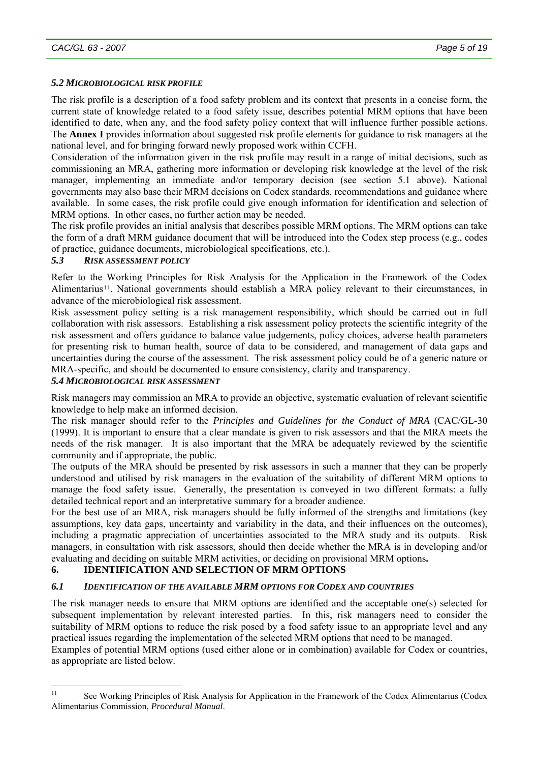### *5.2 MICROBIOLOGICAL RISK PROFILE*

The risk profile is a description of a food safety problem and its context that presents in a concise form, the current state of knowledge related to a food safety issue, describes potential MRM options that have been identified to date, when any, and the food safety policy context that will influence further possible actions. The **Annex I** provides information about suggested risk profile elements for guidance to risk managers at the national level, and for bringing forward newly proposed work within CCFH.

Consideration of the information given in the risk profile may result in a range of initial decisions, such as commissioning an MRA, gathering more information or developing risk knowledge at the level of the risk manager, implementing an immediate and/or temporary decision (see section 5.1 above). National governments may also base their MRM decisions on Codex standards, recommendations and guidance where available. In some cases, the risk profile could give enough information for identification and selection of MRM options. In other cases, no further action may be needed.

The risk profile provides an initial analysis that describes possible MRM options. The MRM options can take the form of a draft MRM guidance document that will be introduced into the Codex step process (e.g., codes of practice, guidance documents, microbiological specifications, etc.).

### *5.3 RISK ASSESSMENT POLICY*

Refer to the Working Principles for Risk Analysis for the Application in the Framework of the Codex Alimentarius[11]. National governments should establish a MRA policy relevant to their circumstances, in advance of the microbiological risk assessment.

Risk assessment policy setting is a risk management responsibility, which should be carried out in full collaboration with risk assessors. Establishing a risk assessment policy protects the scientific integrity of the risk assessment and offers guidance to balance value judgements, policy choices, adverse health parameters for presenting risk to human health, source of data to be considered, and management of data gaps and uncertainties during the course of the assessment. The risk assessment policy could be of a generic nature or MRA-specific, and should be documented to ensure consistency, clarity and transparency.

### *5.4 MICROBIOLOGICAL RISK ASSESSMENT*

Risk managers may commission an MRA to provide an objective, systematic evaluation of relevant scientific knowledge to help make an informed decision.

The risk manager should refer to the *Principles and Guidelines for the Conduct of MRA* (CAC/GL-30 (1999). It is important to ensure that a clear mandate is given to risk assessors and that the MRA meets the needs of the risk manager. It is also important that the MRA be adequately reviewed by the scientific community and if appropriate, the public.

The outputs of the MRA should be presented by risk assessors in such a manner that they can be properly understood and utilised by risk managers in the evaluation of the suitability of different MRM options to manage the food safety issue. Generally, the presentation is conveyed in two different formats: a fully detailed technical report and an interpretative summary for a broader audience.

For the best use of an MRA, risk managers should be fully informed of the strengths and limitations (key assumptions, key data gaps, uncertainty and variability in the data, and their influences on the outcomes), including a pragmatic appreciation of uncertainties associated to the MRA study and its outputs. Risk managers, in consultation with risk assessors, should then decide whether the MRA is in developing and/or evaluating and deciding on suitable MRM activities, or deciding on provisional MRM options**.**

## 6. IDENTIFICATION AND SELECTION OF MRM OPTIONS

### *6.1 IDENTIFICATION OF THE AVAILABLE MRM OPTIONS FOR CODEX AND COUNTRIES*

The risk manager needs to ensure that MRM options are identified and the acceptable one(s) selected for subsequent implementation by relevant interested parties. In this, risk managers need to consider the suitability of MRM options to reduce the risk posed by a food safety issue to an appropriate level and any practical issues regarding the implementation of the selected MRM options that need to be managed.

Examples of potential MRM options (used either alone or in combination) available for Codex or countries, as appropriate are listed below.

---

[11] See Working Principles of Risk Analysis for Application in the Framework of the Codex Alimentarius (Codex Alimentarius Commission, *Procedural Manual*.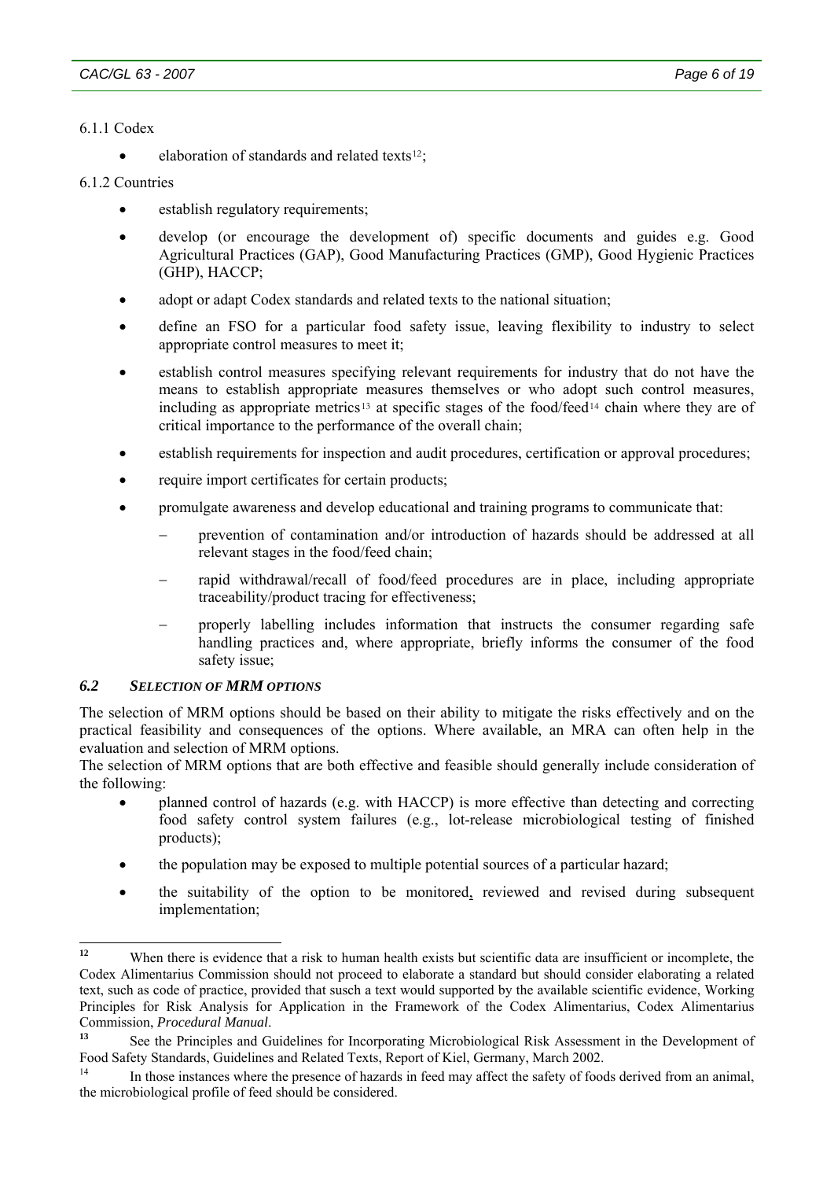6.1.1 Codex

- elaboration of standards and related texts[12];

6.1.2 Countries

- establish regulatory requirements;
- develop (or encourage the development of) specific documents and guides e.g. Good Agricultural Practices (GAP), Good Manufacturing Practices (GMP), Good Hygienic Practices (GHP), HACCP;
- adopt or adapt Codex standards and related texts to the national situation;
- define an FSO for a particular food safety issue, leaving flexibility to industry to select appropriate control measures to meet it;
- establish control measures specifying relevant requirements for industry that do not have the means to establish appropriate measures themselves or who adopt such control measures, including as appropriate metrics[13] at specific stages of the food/feed[14] chain where they are of critical importance to the performance of the overall chain;
- establish requirements for inspection and audit procedures, certification or approval procedures;
- require import certificates for certain products;
- promulgate awareness and develop educational and training programs to communicate that:
  - prevention of contamination and/or introduction of hazards should be addressed at all relevant stages in the food/feed chain;
  - rapid withdrawal/recall of food/feed procedures are in place, including appropriate traceability/product tracing for effectiveness;
  - properly labelling includes information that instructs the consumer regarding safe handling practices and, where appropriate, briefly informs the consumer of the food safety issue;

### *6.2 SELECTION OF MRM OPTIONS*

The selection of MRM options should be based on their ability to mitigate the risks effectively and on the practical feasibility and consequences of the options. Where available, an MRA can often help in the evaluation and selection of MRM options.

The selection of MRM options that are both effective and feasible should generally include consideration of the following:

- planned control of hazards (e.g. with HACCP) is more effective than detecting and correcting food safety control system failures (e.g., lot-release microbiological testing of finished products);
- the population may be exposed to multiple potential sources of a particular hazard;
- the suitability of the option to be monitored, reviewed and revised during subsequent implementation;

---

[12] When there is evidence that a risk to human health exists but scientific data are insufficient or incomplete, the Codex Alimentarius Commission should not proceed to elaborate a standard but should consider elaborating a related text, such as code of practice, provided that susch a text would supported by the available scientific evidence, Working Principles for Risk Analysis for Application in the Framework of the Codex Alimentarius, Codex Alimentarius Commission, *Procedural Manual*.

[13] See the Principles and Guidelines for Incorporating Microbiological Risk Assessment in the Development of Food Safety Standards, Guidelines and Related Texts, Report of Kiel, Germany, March 2002.

[14] In those instances where the presence of hazards in feed may affect the safety of foods derived from an animal, the microbiological profile of feed should be considered.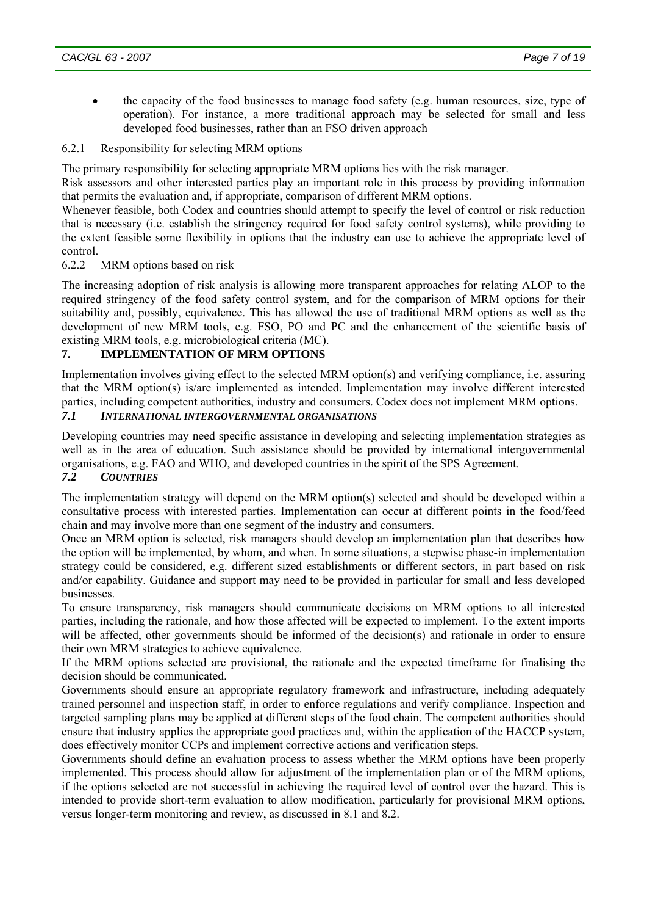- the capacity of the food businesses to manage food safety (e.g. human resources, size, type of operation). For instance, a more traditional approach may be selected for small and less developed food businesses, rather than an FSO driven approach

#### 6.2.1 Responsibility for selecting MRM options

The primary responsibility for selecting appropriate MRM options lies with the risk manager.

Risk assessors and other interested parties play an important role in this process by providing information that permits the evaluation and, if appropriate, comparison of different MRM options.

Whenever feasible, both Codex and countries should attempt to specify the level of control or risk reduction that is necessary (i.e. establish the stringency required for food safety control systems), while providing to the extent feasible some flexibility in options that the industry can use to achieve the appropriate level of control.

#### 6.2.2 MRM options based on risk

The increasing adoption of risk analysis is allowing more transparent approaches for relating ALOP to the required stringency of the food safety control system, and for the comparison of MRM options for their suitability and, possibly, equivalence. This has allowed the use of traditional MRM options as well as the development of new MRM tools, e.g. FSO, PO and PC and the enhancement of the scientific basis of existing MRM tools, e.g. microbiological criteria (MC).

## 7. IMPLEMENTATION OF MRM OPTIONS

Implementation involves giving effect to the selected MRM option(s) and verifying compliance, i.e. assuring that the MRM option(s) is/are implemented as intended. Implementation may involve different interested parties, including competent authorities, industry and consumers. Codex does not implement MRM options.

### *7.1 INTERNATIONAL INTERGOVERNMENTAL ORGANISATIONS*

Developing countries may need specific assistance in developing and selecting implementation strategies as well as in the area of education. Such assistance should be provided by international intergovernmental organisations, e.g. FAO and WHO, and developed countries in the spirit of the SPS Agreement.

### *7.2 COUNTRIES*

The implementation strategy will depend on the MRM option(s) selected and should be developed within a consultative process with interested parties. Implementation can occur at different points in the food/feed chain and may involve more than one segment of the industry and consumers.

Once an MRM option is selected, risk managers should develop an implementation plan that describes how the option will be implemented, by whom, and when. In some situations, a stepwise phase-in implementation strategy could be considered, e.g. different sized establishments or different sectors, in part based on risk and/or capability. Guidance and support may need to be provided in particular for small and less developed businesses.

To ensure transparency, risk managers should communicate decisions on MRM options to all interested parties, including the rationale, and how those affected will be expected to implement. To the extent imports will be affected, other governments should be informed of the decision(s) and rationale in order to ensure their own MRM strategies to achieve equivalence.

If the MRM options selected are provisional, the rationale and the expected timeframe for finalising the decision should be communicated.

Governments should ensure an appropriate regulatory framework and infrastructure, including adequately trained personnel and inspection staff, in order to enforce regulations and verify compliance. Inspection and targeted sampling plans may be applied at different steps of the food chain. The competent authorities should ensure that industry applies the appropriate good practices and, within the application of the HACCP system, does effectively monitor CCPs and implement corrective actions and verification steps.

Governments should define an evaluation process to assess whether the MRM options have been properly implemented. This process should allow for adjustment of the implementation plan or of the MRM options, if the options selected are not successful in achieving the required level of control over the hazard. This is intended to provide short-term evaluation to allow modification, particularly for provisional MRM options, versus longer-term monitoring and review, as discussed in 8.1 and 8.2.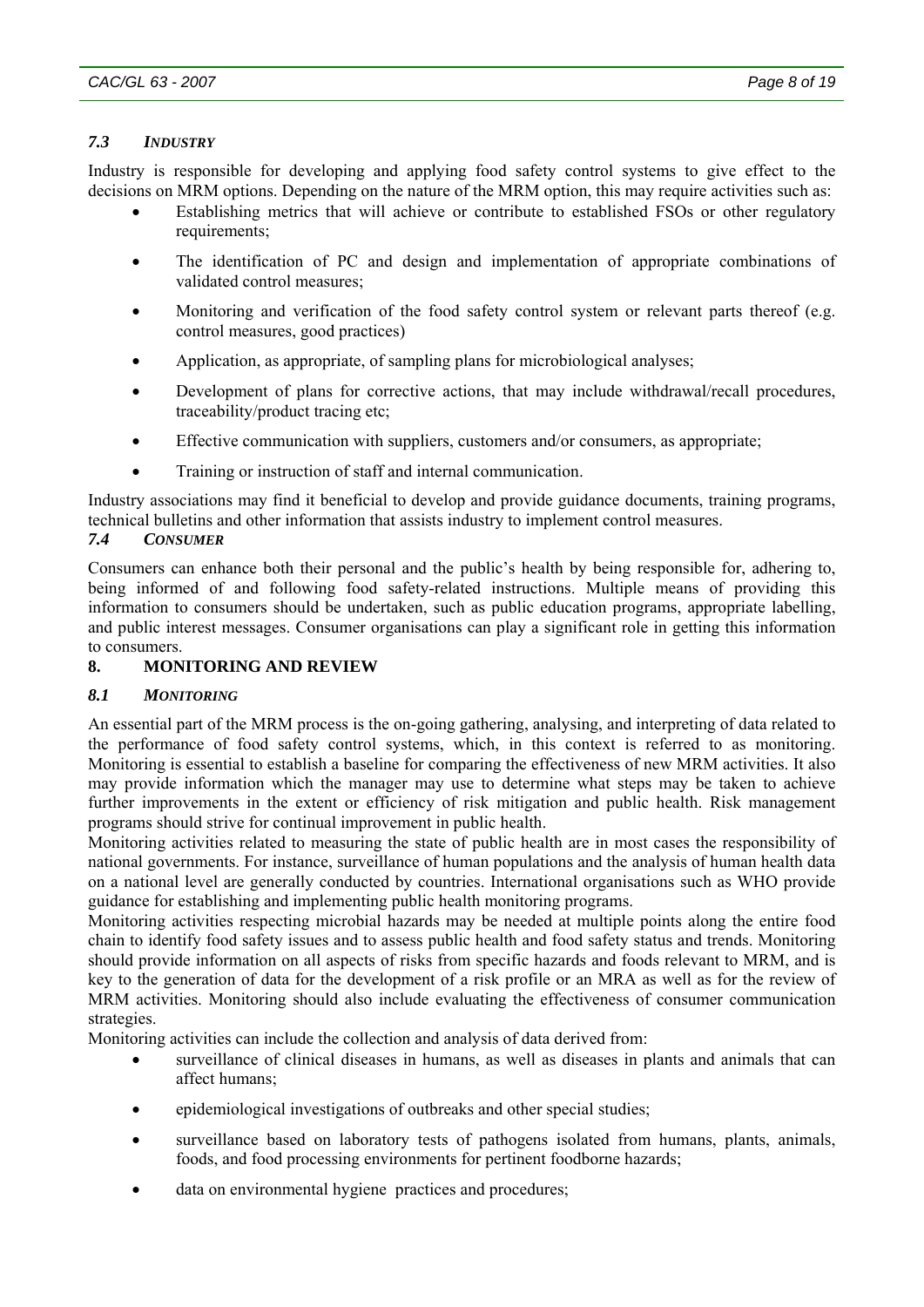### 7.3 *INDUSTRY*

Industry is responsible for developing and applying food safety control systems to give effect to the decisions on MRM options. Depending on the nature of the MRM option, this may require activities such as:

- Establishing metrics that will achieve or contribute to established FSOs or other regulatory requirements;
- The identification of PC and design and implementation of appropriate combinations of validated control measures;
- Monitoring and verification of the food safety control system or relevant parts thereof (e.g. control measures, good practices)
- Application, as appropriate, of sampling plans for microbiological analyses;
- Development of plans for corrective actions, that may include withdrawal/recall procedures, traceability/product tracing etc;
- Effective communication with suppliers, customers and/or consumers, as appropriate;
- Training or instruction of staff and internal communication.

Industry associations may find it beneficial to develop and provide guidance documents, training programs, technical bulletins and other information that assists industry to implement control measures.

### 7.4 *CONSUMER*

Consumers can enhance both their personal and the public's health by being responsible for, adhering to, being informed of and following food safety-related instructions. Multiple means of providing this information to consumers should be undertaken, such as public education programs, appropriate labelling, and public interest messages. Consumer organisations can play a significant role in getting this information to consumers.

## 8. MONITORING AND REVIEW

### 8.1 *MONITORING*

An essential part of the MRM process is the on-going gathering, analysing, and interpreting of data related to the performance of food safety control systems, which, in this context is referred to as monitoring. Monitoring is essential to establish a baseline for comparing the effectiveness of new MRM activities. It also may provide information which the manager may use to determine what steps may be taken to achieve further improvements in the extent or efficiency of risk mitigation and public health. Risk management programs should strive for continual improvement in public health.

Monitoring activities related to measuring the state of public health are in most cases the responsibility of national governments. For instance, surveillance of human populations and the analysis of human health data on a national level are generally conducted by countries. International organisations such as WHO provide guidance for establishing and implementing public health monitoring programs.

Monitoring activities respecting microbial hazards may be needed at multiple points along the entire food chain to identify food safety issues and to assess public health and food safety status and trends. Monitoring should provide information on all aspects of risks from specific hazards and foods relevant to MRM, and is key to the generation of data for the development of a risk profile or an MRA as well as for the review of MRM activities. Monitoring should also include evaluating the effectiveness of consumer communication strategies.

Monitoring activities can include the collection and analysis of data derived from:

- surveillance of clinical diseases in humans, as well as diseases in plants and animals that can affect humans;
- epidemiological investigations of outbreaks and other special studies;
- surveillance based on laboratory tests of pathogens isolated from humans, plants, animals, foods, and food processing environments for pertinent foodborne hazards;
- data on environmental hygiene practices and procedures;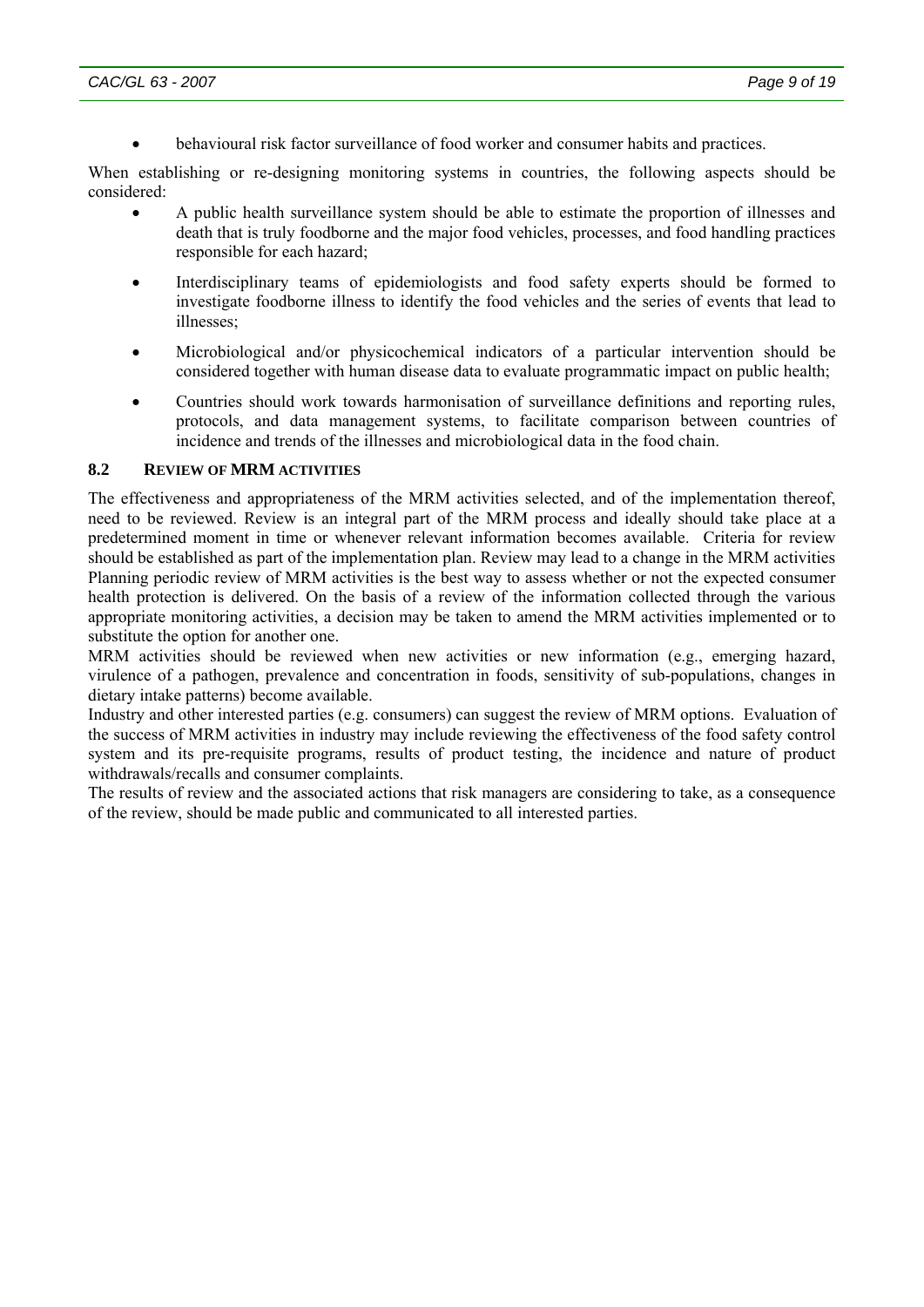- behavioural risk factor surveillance of food worker and consumer habits and practices.

When establishing or re-designing monitoring systems in countries, the following aspects should be considered:

- A public health surveillance system should be able to estimate the proportion of illnesses and death that is truly foodborne and the major food vehicles, processes, and food handling practices responsible for each hazard;
- Interdisciplinary teams of epidemiologists and food safety experts should be formed to investigate foodborne illness to identify the food vehicles and the series of events that lead to illnesses;
- Microbiological and/or physicochemical indicators of a particular intervention should be considered together with human disease data to evaluate programmatic impact on public health;
- Countries should work towards harmonisation of surveillance definitions and reporting rules, protocols, and data management systems, to facilitate comparison between countries of incidence and trends of the illnesses and microbiological data in the food chain.

### 8.2 REVIEW OF MRM ACTIVITIES

The effectiveness and appropriateness of the MRM activities selected, and of the implementation thereof, need to be reviewed. Review is an integral part of the MRM process and ideally should take place at a predetermined moment in time or whenever relevant information becomes available. Criteria for review should be established as part of the implementation plan. Review may lead to a change in the MRM activities Planning periodic review of MRM activities is the best way to assess whether or not the expected consumer health protection is delivered. On the basis of a review of the information collected through the various appropriate monitoring activities, a decision may be taken to amend the MRM activities implemented or to substitute the option for another one.

MRM activities should be reviewed when new activities or new information (e.g., emerging hazard, virulence of a pathogen, prevalence and concentration in foods, sensitivity of sub-populations, changes in dietary intake patterns) become available.

Industry and other interested parties (e.g. consumers) can suggest the review of MRM options. Evaluation of the success of MRM activities in industry may include reviewing the effectiveness of the food safety control system and its pre-requisite programs, results of product testing, the incidence and nature of product withdrawals/recalls and consumer complaints.

The results of review and the associated actions that risk managers are considering to take, as a consequence of the review, should be made public and communicated to all interested parties.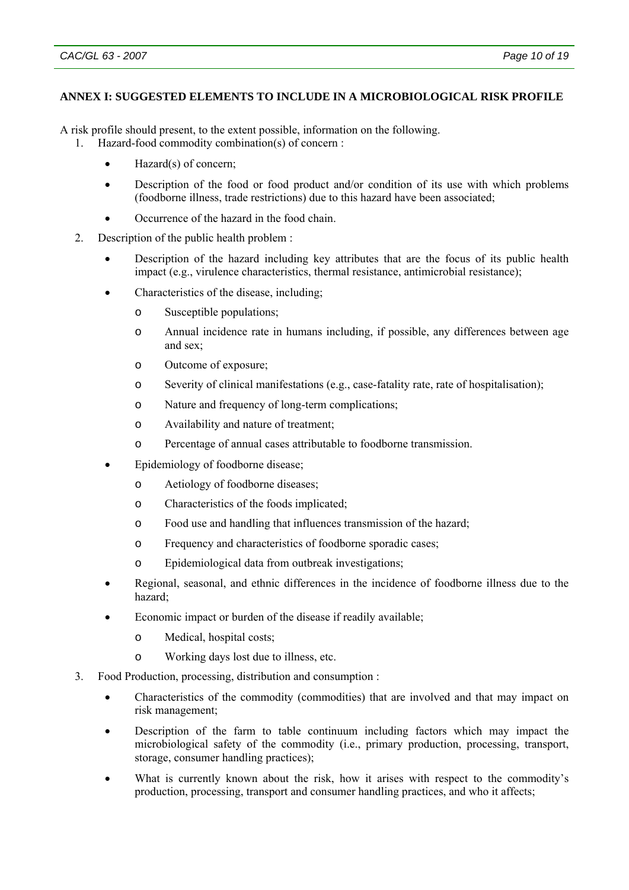## ANNEX I: SUGGESTED ELEMENTS TO INCLUDE IN A MICROBIOLOGICAL RISK PROFILE

A risk profile should present, to the extent possible, information on the following.

1. Hazard-food commodity combination(s) of concern :
    - Hazard(s) of concern;
    - Description of the food or food product and/or condition of its use with which problems (foodborne illness, trade restrictions) due to this hazard have been associated;
    - Occurrence of the hazard in the food chain.
2. Description of the public health problem :
    - Description of the hazard including key attributes that are the focus of its public health impact (e.g., virulence characteristics, thermal resistance, antimicrobial resistance);
    - Characteristics of the disease, including;
        - Susceptible populations;
        - Annual incidence rate in humans including, if possible, any differences between age and sex;
        - Outcome of exposure;
        - Severity of clinical manifestations (e.g., case-fatality rate, rate of hospitalisation);
        - Nature and frequency of long-term complications;
        - Availability and nature of treatment;
        - Percentage of annual cases attributable to foodborne transmission.
    - Epidemiology of foodborne disease;
        - Aetiology of foodborne diseases;
        - Characteristics of the foods implicated;
        - Food use and handling that influences transmission of the hazard;
        - Frequency and characteristics of foodborne sporadic cases;
        - Epidemiological data from outbreak investigations;
    - Regional, seasonal, and ethnic differences in the incidence of foodborne illness due to the hazard;
    - Economic impact or burden of the disease if readily available;
        - Medical, hospital costs;
        - Working days lost due to illness, etc.
3. Food Production, processing, distribution and consumption :
    - Characteristics of the commodity (commodities) that are involved and that may impact on risk management;
    - Description of the farm to table continuum including factors which may impact the microbiological safety of the commodity (i.e., primary production, processing, transport, storage, consumer handling practices);
    - What is currently known about the risk, how it arises with respect to the commodity's production, processing, transport and consumer handling practices, and who it affects;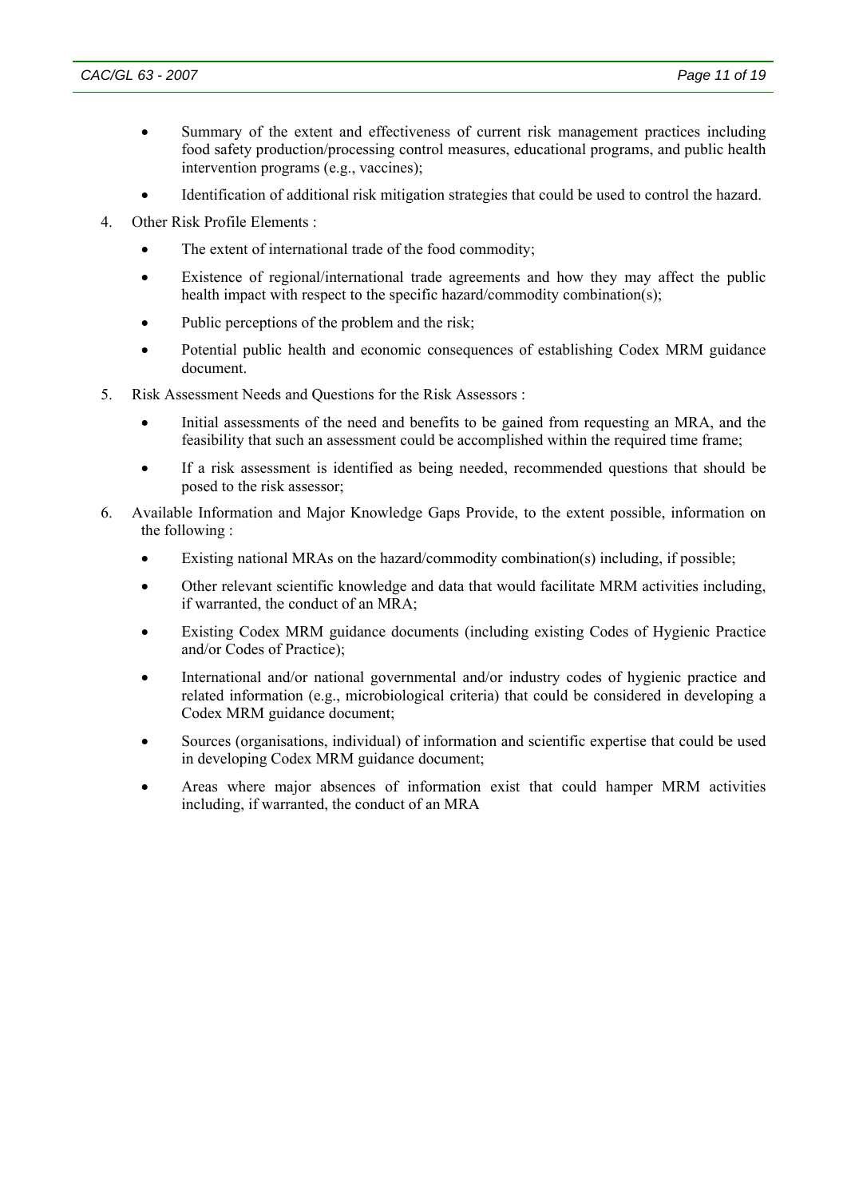- Summary of the extent and effectiveness of current risk management practices including food safety production/processing control measures, educational programs, and public health intervention programs (e.g., vaccines);
- Identification of additional risk mitigation strategies that could be used to control the hazard.

4. Other Risk Profile Elements :
   - The extent of international trade of the food commodity;
   - Existence of regional/international trade agreements and how they may affect the public health impact with respect to the specific hazard/commodity combination(s);
   - Public perceptions of the problem and the risk;
   - Potential public health and economic consequences of establishing Codex MRM guidance document.
5. Risk Assessment Needs and Questions for the Risk Assessors :
   - Initial assessments of the need and benefits to be gained from requesting an MRA, and the feasibility that such an assessment could be accomplished within the required time frame;
   - If a risk assessment is identified as being needed, recommended questions that should be posed to the risk assessor;
6. Available Information and Major Knowledge Gaps Provide, to the extent possible, information on the following :
   - Existing national MRAs on the hazard/commodity combination(s) including, if possible;
   - Other relevant scientific knowledge and data that would facilitate MRM activities including, if warranted, the conduct of an MRA;
   - Existing Codex MRM guidance documents (including existing Codes of Hygienic Practice and/or Codes of Practice);
   - International and/or national governmental and/or industry codes of hygienic practice and related information (e.g., microbiological criteria) that could be considered in developing a Codex MRM guidance document;
   - Sources (organisations, individual) of information and scientific expertise that could be used in developing Codex MRM guidance document;
   - Areas where major absences of information exist that could hamper MRM activities including, if warranted, the conduct of an MRA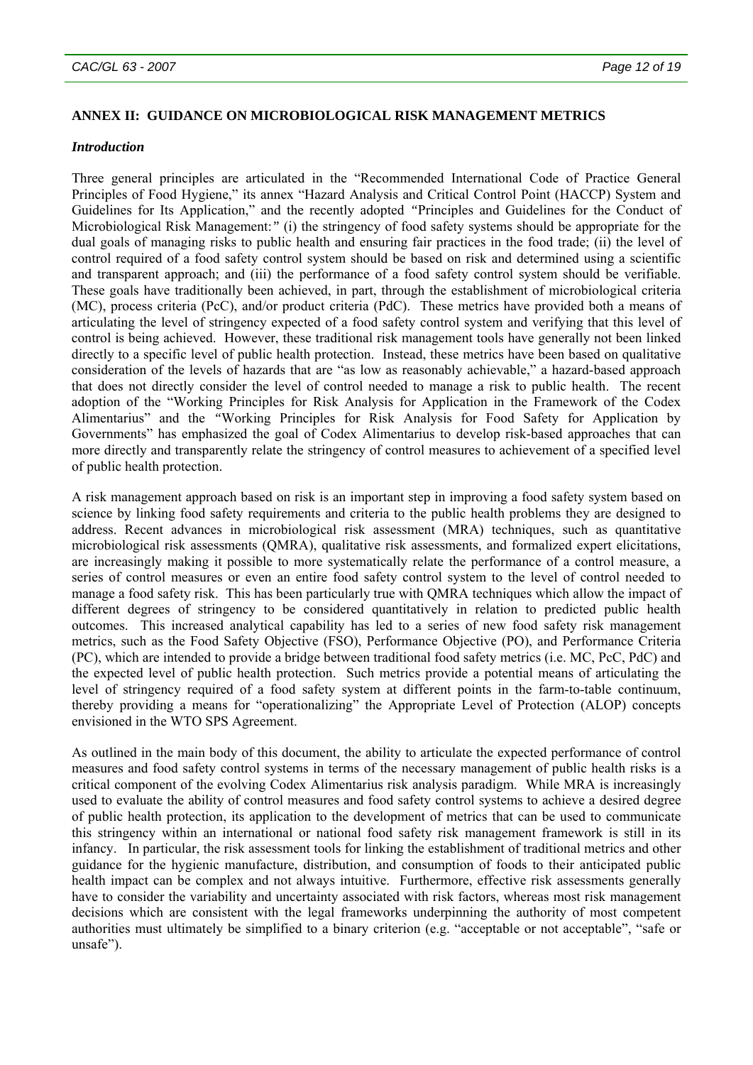## ANNEX II: GUIDANCE ON MICROBIOLOGICAL RISK MANAGEMENT METRICS

### *Introduction*

Three general principles are articulated in the "Recommended International Code of Practice General Principles of Food Hygiene," its annex "Hazard Analysis and Critical Control Point (HACCP) System and Guidelines for Its Application," and the recently adopted "Principles and Guidelines for the Conduct of Microbiological Risk Management:" (i) the stringency of food safety systems should be appropriate for the dual goals of managing risks to public health and ensuring fair practices in the food trade; (ii) the level of control required of a food safety control system should be based on risk and determined using a scientific and transparent approach; and (iii) the performance of a food safety control system should be verifiable. These goals have traditionally been achieved, in part, through the establishment of microbiological criteria (MC), process criteria (PcC), and/or product criteria (PdC). These metrics have provided both a means of articulating the level of stringency expected of a food safety control system and verifying that this level of control is being achieved. However, these traditional risk management tools have generally not been linked directly to a specific level of public health protection. Instead, these metrics have been based on qualitative consideration of the levels of hazards that are "as low as reasonably achievable," a hazard-based approach that does not directly consider the level of control needed to manage a risk to public health. The recent adoption of the "Working Principles for Risk Analysis for Application in the Framework of the Codex Alimentarius" and the "Working Principles for Risk Analysis for Food Safety for Application by Governments" has emphasized the goal of Codex Alimentarius to develop risk-based approaches that can more directly and transparently relate the stringency of control measures to achievement of a specified level of public health protection.

A risk management approach based on risk is an important step in improving a food safety system based on science by linking food safety requirements and criteria to the public health problems they are designed to address. Recent advances in microbiological risk assessment (MRA) techniques, such as quantitative microbiological risk assessments (QMRA), qualitative risk assessments, and formalized expert elicitations, are increasingly making it possible to more systematically relate the performance of a control measure, a series of control measures or even an entire food safety control system to the level of control needed to manage a food safety risk. This has been particularly true with QMRA techniques which allow the impact of different degrees of stringency to be considered quantitatively in relation to predicted public health outcomes. This increased analytical capability has led to a series of new food safety risk management metrics, such as the Food Safety Objective (FSO), Performance Objective (PO), and Performance Criteria (PC), which are intended to provide a bridge between traditional food safety metrics (i.e. MC, PcC, PdC) and the expected level of public health protection. Such metrics provide a potential means of articulating the level of stringency required of a food safety system at different points in the farm-to-table continuum, thereby providing a means for "operationalizing" the Appropriate Level of Protection (ALOP) concepts envisioned in the WTO SPS Agreement.

As outlined in the main body of this document, the ability to articulate the expected performance of control measures and food safety control systems in terms of the necessary management of public health risks is a critical component of the evolving Codex Alimentarius risk analysis paradigm. While MRA is increasingly used to evaluate the ability of control measures and food safety control systems to achieve a desired degree of public health protection, its application to the development of metrics that can be used to communicate this stringency within an international or national food safety risk management framework is still in its infancy. In particular, the risk assessment tools for linking the establishment of traditional metrics and other guidance for the hygienic manufacture, distribution, and consumption of foods to their anticipated public health impact can be complex and not always intuitive. Furthermore, effective risk assessments generally have to consider the variability and uncertainty associated with risk factors, whereas most risk management decisions which are consistent with the legal frameworks underpinning the authority of most competent authorities must ultimately be simplified to a binary criterion (e.g. "acceptable or not acceptable", "safe or unsafe").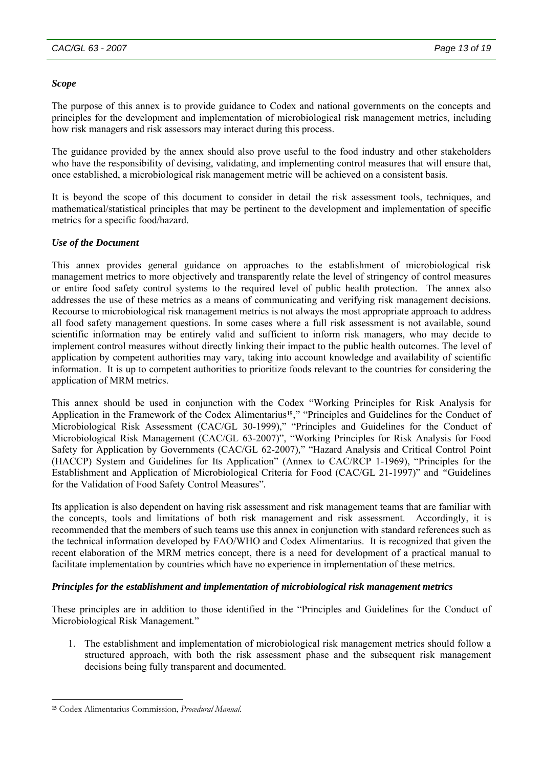### *Scope*

The purpose of this annex is to provide guidance to Codex and national governments on the concepts and principles for the development and implementation of microbiological risk management metrics, including how risk managers and risk assessors may interact during this process.

The guidance provided by the annex should also prove useful to the food industry and other stakeholders who have the responsibility of devising, validating, and implementing control measures that will ensure that, once established, a microbiological risk management metric will be achieved on a consistent basis.

It is beyond the scope of this document to consider in detail the risk assessment tools, techniques, and mathematical/statistical principles that may be pertinent to the development and implementation of specific metrics for a specific food/hazard.

### *Use of the Document*

This annex provides general guidance on approaches to the establishment of microbiological risk management metrics to more objectively and transparently relate the level of stringency of control measures or entire food safety control systems to the required level of public health protection. The annex also addresses the use of these metrics as a means of communicating and verifying risk management decisions. Recourse to microbiological risk management metrics is not always the most appropriate approach to address all food safety management questions. In some cases where a full risk assessment is not available, sound scientific information may be entirely valid and sufficient to inform risk managers, who may decide to implement control measures without directly linking their impact to the public health outcomes. The level of application by competent authorities may vary, taking into account knowledge and availability of scientific information. It is up to competent authorities to prioritize foods relevant to the countries for considering the application of MRM metrics.

This annex should be used in conjunction with the Codex "Working Principles for Risk Analysis for Application in the Framework of the Codex Alimentarius[15]," "Principles and Guidelines for the Conduct of Microbiological Risk Assessment (CAC/GL 30-1999)," "Principles and Guidelines for the Conduct of Microbiological Risk Management (CAC/GL 63-2007)", "Working Principles for Risk Analysis for Food Safety for Application by Governments (CAC/GL 62-2007)," "Hazard Analysis and Critical Control Point (HACCP) System and Guidelines for Its Application" (Annex to CAC/RCP 1-1969), "Principles for the Establishment and Application of Microbiological Criteria for Food (CAC/GL 21-1997)" and "Guidelines for the Validation of Food Safety Control Measures".

Its application is also dependent on having risk assessment and risk management teams that are familiar with the concepts, tools and limitations of both risk management and risk assessment. Accordingly, it is recommended that the members of such teams use this annex in conjunction with standard references such as the technical information developed by FAO/WHO and Codex Alimentarius. It is recognized that given the recent elaboration of the MRM metrics concept, there is a need for development of a practical manual to facilitate implementation by countries which have no experience in implementation of these metrics.

### *Principles for the establishment and implementation of microbiological risk management metrics*

These principles are in addition to those identified in the "Principles and Guidelines for the Conduct of Microbiological Risk Management."

1. The establishment and implementation of microbiological risk management metrics should follow a structured approach, with both the risk assessment phase and the subsequent risk management decisions being fully transparent and documented.

---

[15] Codex Alimentarius Commission, *Procedural Manual.*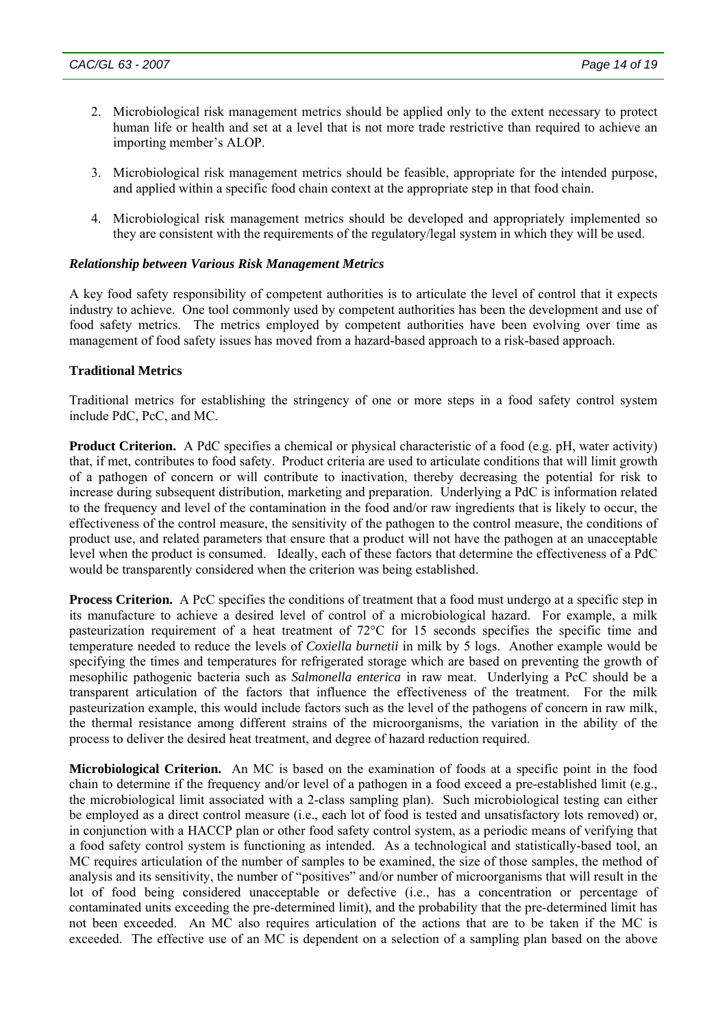2. Microbiological risk management metrics should be applied only to the extent necessary to protect human life or health and set at a level that is not more trade restrictive than required to achieve an importing member's ALOP.

3. Microbiological risk management metrics should be feasible, appropriate for the intended purpose, and applied within a specific food chain context at the appropriate step in that food chain.

4. Microbiological risk management metrics should be developed and appropriately implemented so they are consistent with the requirements of the regulatory/legal system in which they will be used.

***Relationship between Various Risk Management Metrics***

A key food safety responsibility of competent authorities is to articulate the level of control that it expects industry to achieve. One tool commonly used by competent authorities has been the development and use of food safety metrics. The metrics employed by competent authorities have been evolving over time as management of food safety issues has moved from a hazard-based approach to a risk-based approach.

**Traditional Metrics**

Traditional metrics for establishing the stringency of one or more steps in a food safety control system include PdC, PcC, and MC.

**Product Criterion.** A PdC specifies a chemical or physical characteristic of a food (e.g. pH, water activity) that, if met, contributes to food safety. Product criteria are used to articulate conditions that will limit growth of a pathogen of concern or will contribute to inactivation, thereby decreasing the potential for risk to increase during subsequent distribution, marketing and preparation. Underlying a PdC is information related to the frequency and level of the contamination in the food and/or raw ingredients that is likely to occur, the effectiveness of the control measure, the sensitivity of the pathogen to the control measure, the conditions of product use, and related parameters that ensure that a product will not have the pathogen at an unacceptable level when the product is consumed. Ideally, each of these factors that determine the effectiveness of a PdC would be transparently considered when the criterion was being established.

**Process Criterion.** A PcC specifies the conditions of treatment that a food must undergo at a specific step in its manufacture to achieve a desired level of control of a microbiological hazard. For example, a milk pasteurization requirement of a heat treatment of 72°C for 15 seconds specifies the specific time and temperature needed to reduce the levels of *Coxiella burnetii* in milk by 5 logs. Another example would be specifying the times and temperatures for refrigerated storage which are based on preventing the growth of mesophilic pathogenic bacteria such as *Salmonella enterica* in raw meat. Underlying a PcC should be a transparent articulation of the factors that influence the effectiveness of the treatment. For the milk pasteurization example, this would include factors such as the level of the pathogens of concern in raw milk, the thermal resistance among different strains of the microorganisms, the variation in the ability of the process to deliver the desired heat treatment, and degree of hazard reduction required.

**Microbiological Criterion.** An MC is based on the examination of foods at a specific point in the food chain to determine if the frequency and/or level of a pathogen in a food exceed a pre-established limit (e.g., the microbiological limit associated with a 2-class sampling plan). Such microbiological testing can either be employed as a direct control measure (i.e., each lot of food is tested and unsatisfactory lots removed) or, in conjunction with a HACCP plan or other food safety control system, as a periodic means of verifying that a food safety control system is functioning as intended. As a technological and statistically-based tool, an MC requires articulation of the number of samples to be examined, the size of those samples, the method of analysis and its sensitivity, the number of "positives" and/or number of microorganisms that will result in the lot of food being considered unacceptable or defective (i.e., has a concentration or percentage of contaminated units exceeding the pre-determined limit), and the probability that the pre-determined limit has not been exceeded. An MC also requires articulation of the actions that are to be taken if the MC is exceeded. The effective use of an MC is dependent on a selection of a sampling plan based on the above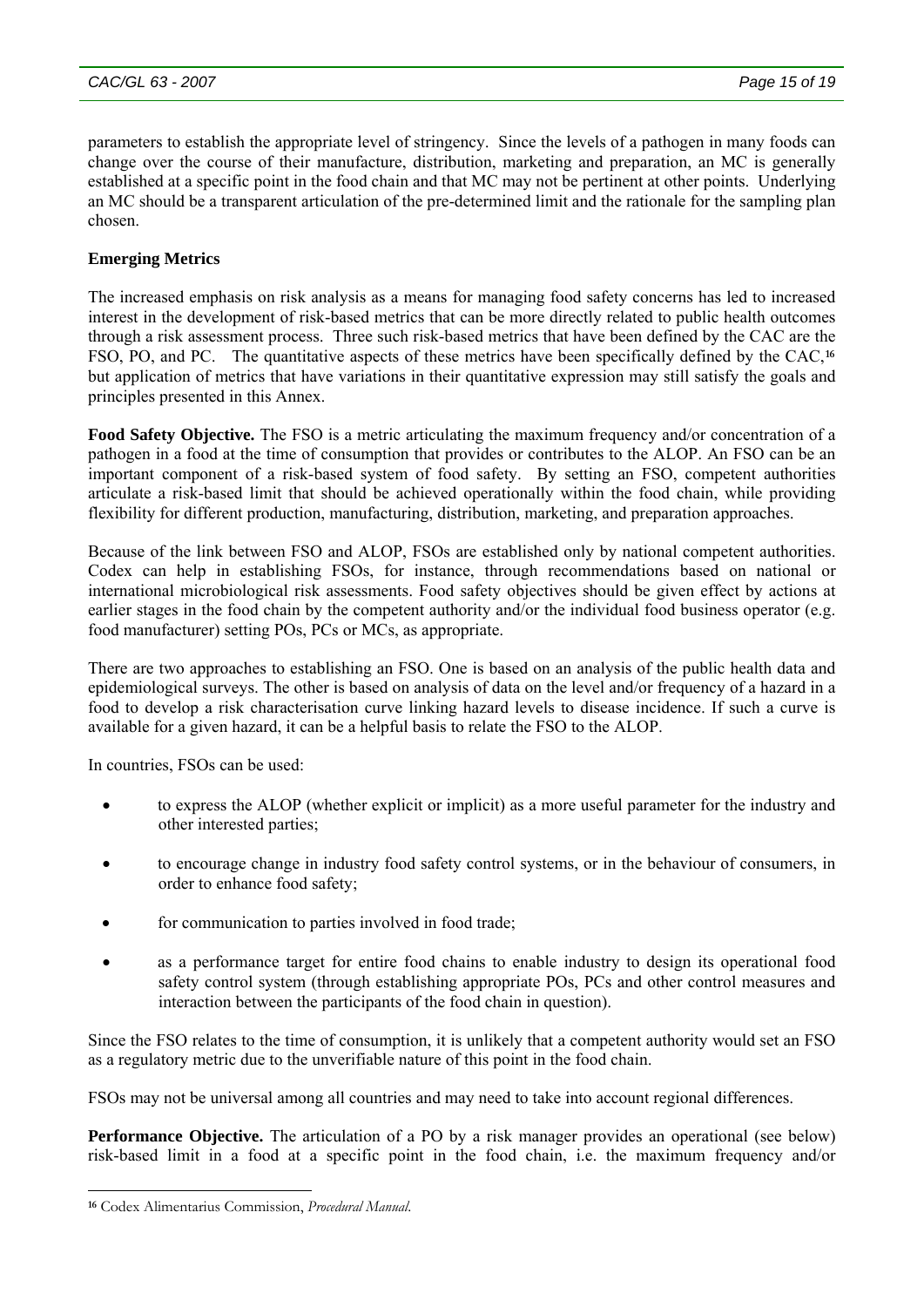parameters to establish the appropriate level of stringency. Since the levels of a pathogen in many foods can change over the course of their manufacture, distribution, marketing and preparation, an MC is generally established at a specific point in the food chain and that MC may not be pertinent at other points. Underlying an MC should be a transparent articulation of the pre-determined limit and the rationale for the sampling plan chosen.

**Emerging Metrics**

The increased emphasis on risk analysis as a means for managing food safety concerns has led to increased interest in the development of risk-based metrics that can be more directly related to public health outcomes through a risk assessment process. Three such risk-based metrics that have been defined by the CAC are the FSO, PO, and PC. The quantitative aspects of these metrics have been specifically defined by the CAC,[16] but application of metrics that have variations in their quantitative expression may still satisfy the goals and principles presented in this Annex.

**Food Safety Objective.** The FSO is a metric articulating the maximum frequency and/or concentration of a pathogen in a food at the time of consumption that provides or contributes to the ALOP. An FSO can be an important component of a risk-based system of food safety. By setting an FSO, competent authorities articulate a risk-based limit that should be achieved operationally within the food chain, while providing flexibility for different production, manufacturing, distribution, marketing, and preparation approaches.

Because of the link between FSO and ALOP, FSOs are established only by national competent authorities. Codex can help in establishing FSOs, for instance, through recommendations based on national or international microbiological risk assessments. Food safety objectives should be given effect by actions at earlier stages in the food chain by the competent authority and/or the individual food business operator (e.g. food manufacturer) setting POs, PCs or MCs, as appropriate.

There are two approaches to establishing an FSO. One is based on an analysis of the public health data and epidemiological surveys. The other is based on analysis of data on the level and/or frequency of a hazard in a food to develop a risk characterisation curve linking hazard levels to disease incidence. If such a curve is available for a given hazard, it can be a helpful basis to relate the FSO to the ALOP.

In countries, FSOs can be used:

- to express the ALOP (whether explicit or implicit) as a more useful parameter for the industry and other interested parties;
- to encourage change in industry food safety control systems, or in the behaviour of consumers, in order to enhance food safety;
- for communication to parties involved in food trade;
- as a performance target for entire food chains to enable industry to design its operational food safety control system (through establishing appropriate POs, PCs and other control measures and interaction between the participants of the food chain in question).

Since the FSO relates to the time of consumption, it is unlikely that a competent authority would set an FSO as a regulatory metric due to the unverifiable nature of this point in the food chain.

FSOs may not be universal among all countries and may need to take into account regional differences.

**Performance Objective.** The articulation of a PO by a risk manager provides an operational (see below) risk-based limit in a food at a specific point in the food chain, i.e. the maximum frequency and/or

[16] Codex Alimentarius Commission, *Procedural Manual*.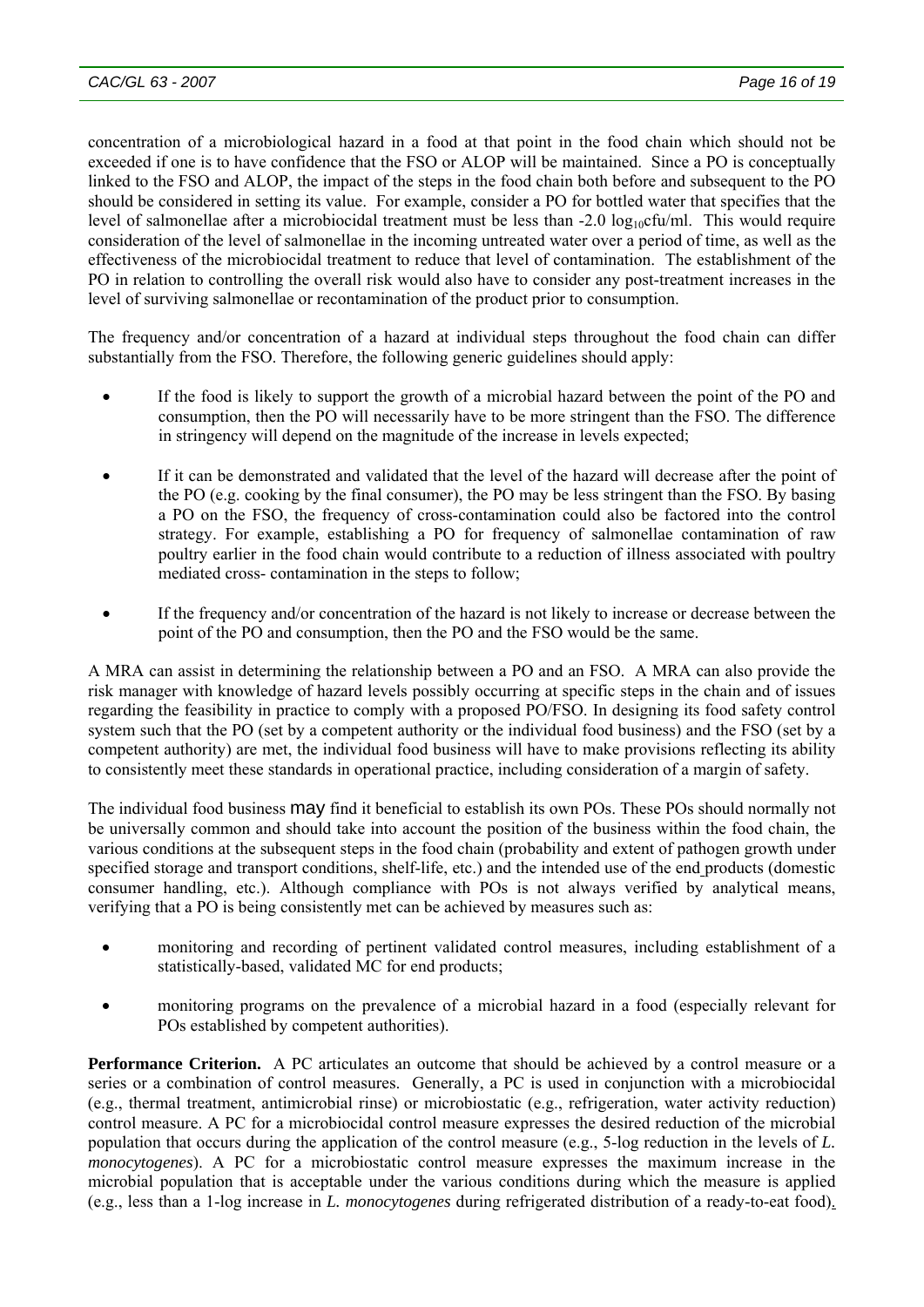concentration of a microbiological hazard in a food at that point in the food chain which should not be exceeded if one is to have confidence that the FSO or ALOP will be maintained. Since a PO is conceptually linked to the FSO and ALOP, the impact of the steps in the food chain both before and subsequent to the PO should be considered in setting its value. For example, consider a PO for bottled water that specifies that the level of salmonellae after a microbiocidal treatment must be less than -2.0 $\log_{10}$cfu/ml. This would require consideration of the level of salmonellae in the incoming untreated water over a period of time, as well as the effectiveness of the microbiocidal treatment to reduce that level of contamination. The establishment of the PO in relation to controlling the overall risk would also have to consider any post-treatment increases in the level of surviving salmonellae or recontamination of the product prior to consumption.

The frequency and/or concentration of a hazard at individual steps throughout the food chain can differ substantially from the FSO. Therefore, the following generic guidelines should apply:

- If the food is likely to support the growth of a microbial hazard between the point of the PO and consumption, then the PO will necessarily have to be more stringent than the FSO. The difference in stringency will depend on the magnitude of the increase in levels expected;
- If it can be demonstrated and validated that the level of the hazard will decrease after the point of the PO (e.g. cooking by the final consumer), the PO may be less stringent than the FSO. By basing a PO on the FSO, the frequency of cross-contamination could also be factored into the control strategy. For example, establishing a PO for frequency of salmonellae contamination of raw poultry earlier in the food chain would contribute to a reduction of illness associated with poultry mediated cross- contamination in the steps to follow;
- If the frequency and/or concentration of the hazard is not likely to increase or decrease between the point of the PO and consumption, then the PO and the FSO would be the same.

A MRA can assist in determining the relationship between a PO and an FSO. A MRA can also provide the risk manager with knowledge of hazard levels possibly occurring at specific steps in the chain and of issues regarding the feasibility in practice to comply with a proposed PO/FSO. In designing its food safety control system such that the PO (set by a competent authority or the individual food business) and the FSO (set by a competent authority) are met, the individual food business will have to make provisions reflecting its ability to consistently meet these standards in operational practice, including consideration of a margin of safety.

The individual food business may find it beneficial to establish its own POs. These POs should normally not be universally common and should take into account the position of the business within the food chain, the various conditions at the subsequent steps in the food chain (probability and extent of pathogen growth under specified storage and transport conditions, shelf-life, etc.) and the intended use of the end products (domestic consumer handling, etc.). Although compliance with POs is not always verified by analytical means, verifying that a PO is being consistently met can be achieved by measures such as:

- monitoring and recording of pertinent validated control measures, including establishment of a statistically-based, validated MC for end products;
- monitoring programs on the prevalence of a microbial hazard in a food (especially relevant for POs established by competent authorities).

**Performance Criterion.** A PC articulates an outcome that should be achieved by a control measure or a series or a combination of control measures. Generally, a PC is used in conjunction with a microbiocidal (e.g., thermal treatment, antimicrobial rinse) or microbiostatic (e.g., refrigeration, water activity reduction) control measure. A PC for a microbiocidal control measure expresses the desired reduction of the microbial population that occurs during the application of the control measure (e.g., 5-log reduction in the levels of *L. monocytogenes*). A PC for a microbiostatic control measure expresses the maximum increase in the microbial population that is acceptable under the various conditions during which the measure is applied (e.g., less than a 1-log increase in *L. monocytogenes* during refrigerated distribution of a ready-to-eat food).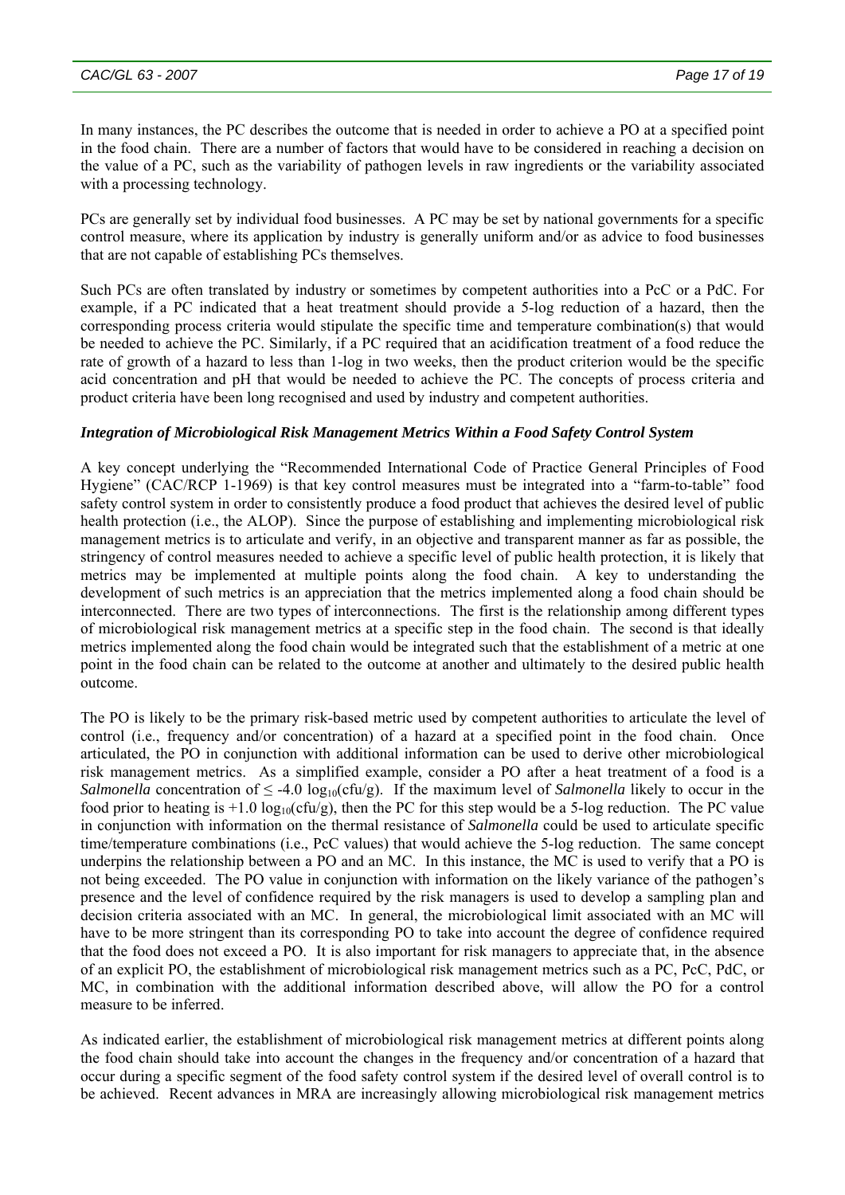In many instances, the PC describes the outcome that is needed in order to achieve a PO at a specified point in the food chain. There are a number of factors that would have to be considered in reaching a decision on the value of a PC, such as the variability of pathogen levels in raw ingredients or the variability associated with a processing technology.

PCs are generally set by individual food businesses. A PC may be set by national governments for a specific control measure, where its application by industry is generally uniform and/or as advice to food businesses that are not capable of establishing PCs themselves.

Such PCs are often translated by industry or sometimes by competent authorities into a PcC or a PdC. For example, if a PC indicated that a heat treatment should provide a 5-log reduction of a hazard, then the corresponding process criteria would stipulate the specific time and temperature combination(s) that would be needed to achieve the PC. Similarly, if a PC required that an acidification treatment of a food reduce the rate of growth of a hazard to less than 1-log in two weeks, then the product criterion would be the specific acid concentration and pH that would be needed to achieve the PC. The concepts of process criteria and product criteria have been long recognised and used by industry and competent authorities.

### *Integration of Microbiological Risk Management Metrics Within a Food Safety Control System*

A key concept underlying the "Recommended International Code of Practice General Principles of Food Hygiene" (CAC/RCP 1-1969) is that key control measures must be integrated into a "farm-to-table" food safety control system in order to consistently produce a food product that achieves the desired level of public health protection (i.e., the ALOP). Since the purpose of establishing and implementing microbiological risk management metrics is to articulate and verify, in an objective and transparent manner as far as possible, the stringency of control measures needed to achieve a specific level of public health protection, it is likely that metrics may be implemented at multiple points along the food chain. A key to understanding the development of such metrics is an appreciation that the metrics implemented along a food chain should be interconnected. There are two types of interconnections. The first is the relationship among different types of microbiological risk management metrics at a specific step in the food chain. The second is that ideally metrics implemented along the food chain would be integrated such that the establishment of a metric at one point in the food chain can be related to the outcome at another and ultimately to the desired public health outcome.

The PO is likely to be the primary risk-based metric used by competent authorities to articulate the level of control (i.e., frequency and/or concentration) of a hazard at a specified point in the food chain. Once articulated, the PO in conjunction with additional information can be used to derive other microbiological risk management metrics. As a simplified example, consider a PO after a heat treatment of a food is a *Salmonella* concentration of $\leq -4.0 \log_{10}(\text{cfu/g})$. If the maximum level of *Salmonella* likely to occur in the food prior to heating is $+1.0 \log_{10}(\text{cfu/g})$, then the PC for this step would be a 5-log reduction. The PC value in conjunction with information on the thermal resistance of *Salmonella* could be used to articulate specific time/temperature combinations (i.e., PcC values) that would achieve the 5-log reduction. The same concept underpins the relationship between a PO and an MC. In this instance, the MC is used to verify that a PO is not being exceeded. The PO value in conjunction with information on the likely variance of the pathogen's presence and the level of confidence required by the risk managers is used to develop a sampling plan and decision criteria associated with an MC. In general, the microbiological limit associated with an MC will have to be more stringent than its corresponding PO to take into account the degree of confidence required that the food does not exceed a PO. It is also important for risk managers to appreciate that, in the absence of an explicit PO, the establishment of microbiological risk management metrics such as a PC, PcC, PdC, or MC, in combination with the additional information described above, will allow the PO for a control measure to be inferred.

As indicated earlier, the establishment of microbiological risk management metrics at different points along the food chain should take into account the changes in the frequency and/or concentration of a hazard that occur during a specific segment of the food safety control system if the desired level of overall control is to be achieved. Recent advances in MRA are increasingly allowing microbiological risk management metrics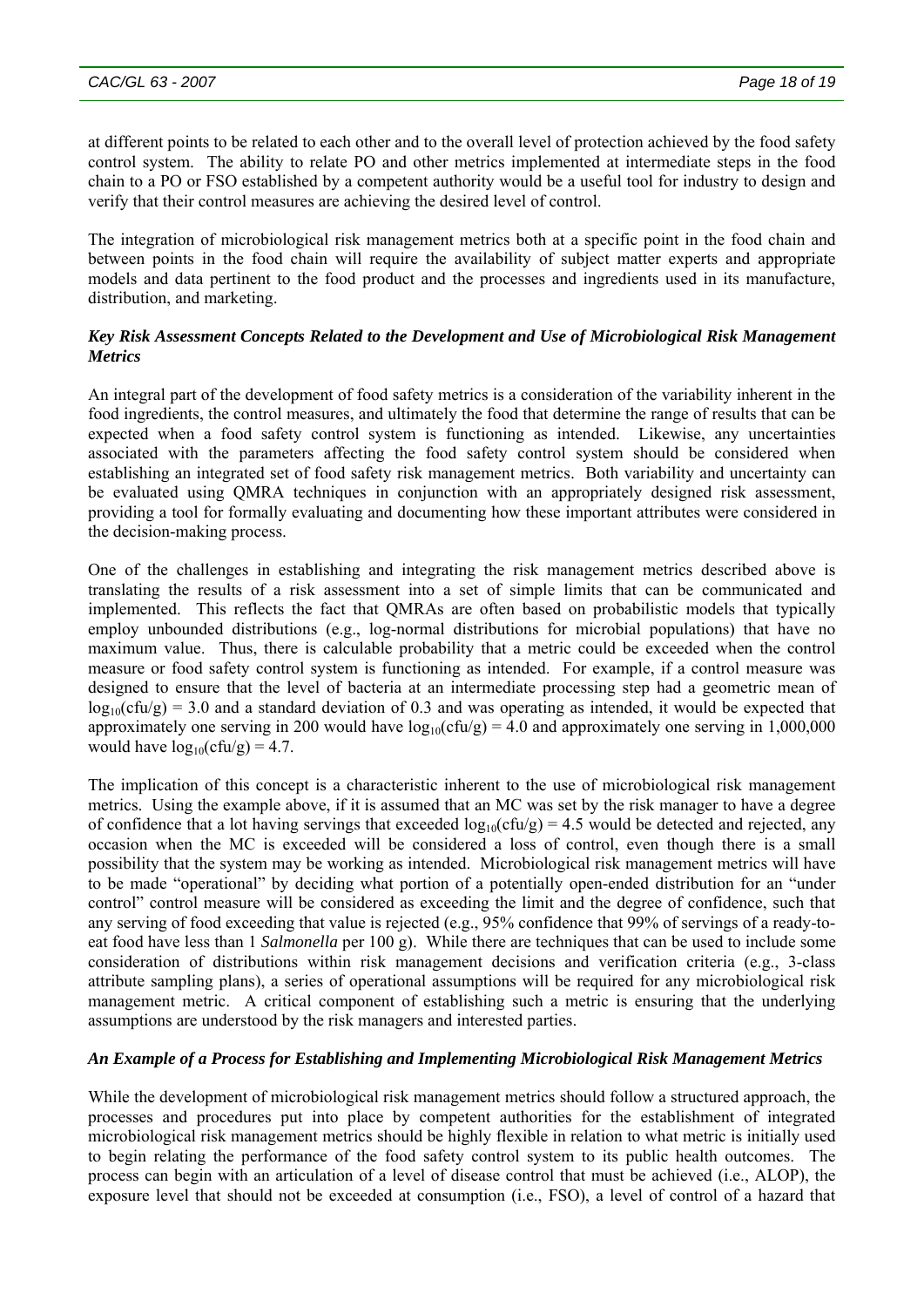at different points to be related to each other and to the overall level of protection achieved by the food safety control system. The ability to relate PO and other metrics implemented at intermediate steps in the food chain to a PO or FSO established by a competent authority would be a useful tool for industry to design and verify that their control measures are achieving the desired level of control.

The integration of microbiological risk management metrics both at a specific point in the food chain and between points in the food chain will require the availability of subject matter experts and appropriate models and data pertinent to the food product and the processes and ingredients used in its manufacture, distribution, and marketing.

***Key Risk Assessment Concepts Related to the Development and Use of Microbiological Risk Management Metrics***

An integral part of the development of food safety metrics is a consideration of the variability inherent in the food ingredients, the control measures, and ultimately the food that determine the range of results that can be expected when a food safety control system is functioning as intended. Likewise, any uncertainties associated with the parameters affecting the food safety control system should be considered when establishing an integrated set of food safety risk management metrics. Both variability and uncertainty can be evaluated using QMRA techniques in conjunction with an appropriately designed risk assessment, providing a tool for formally evaluating and documenting how these important attributes were considered in the decision-making process.

One of the challenges in establishing and integrating the risk management metrics described above is translating the results of a risk assessment into a set of simple limits that can be communicated and implemented. This reflects the fact that QMRAs are often based on probabilistic models that typically employ unbounded distributions (e.g., log-normal distributions for microbial populations) that have no maximum value. Thus, there is calculable probability that a metric could be exceeded when the control measure or food safety control system is functioning as intended. For example, if a control measure was designed to ensure that the level of bacteria at an intermediate processing step had a geometric mean of $\log_{10}(\text{cfu/g}) = 3.0$ and a standard deviation of 0.3 and was operating as intended, it would be expected that approximately one serving in 200 would have $\log_{10}(\text{cfu/g}) = 4.0$ and approximately one serving in 1,000,000 would have $\log_{10}(\text{cfu/g}) = 4.7$.

The implication of this concept is a characteristic inherent to the use of microbiological risk management metrics. Using the example above, if it is assumed that an MC was set by the risk manager to have a degree of confidence that a lot having servings that exceeded $\log_{10}(\text{cfu/g}) = 4.5$ would be detected and rejected, any occasion when the MC is exceeded will be considered a loss of control, even though there is a small possibility that the system may be working as intended. Microbiological risk management metrics will have to be made "operational" by deciding what portion of a potentially open-ended distribution for an "under control" control measure will be considered as exceeding the limit and the degree of confidence, such that any serving of food exceeding that value is rejected (e.g., 95% confidence that 99% of servings of a ready-to-eat food have less than 1 *Salmonella* per 100 g). While there are techniques that can be used to include some consideration of distributions within risk management decisions and verification criteria (e.g., 3-class attribute sampling plans), a series of operational assumptions will be required for any microbiological risk management metric. A critical component of establishing such a metric is ensuring that the underlying assumptions are understood by the risk managers and interested parties.

***An Example of a Process for Establishing and Implementing Microbiological Risk Management Metrics***

While the development of microbiological risk management metrics should follow a structured approach, the processes and procedures put into place by competent authorities for the establishment of integrated microbiological risk management metrics should be highly flexible in relation to what metric is initially used to begin relating the performance of the food safety control system to its public health outcomes. The process can begin with an articulation of a level of disease control that must be achieved (i.e., ALOP), the exposure level that should not be exceeded at consumption (i.e., FSO), a level of control of a hazard that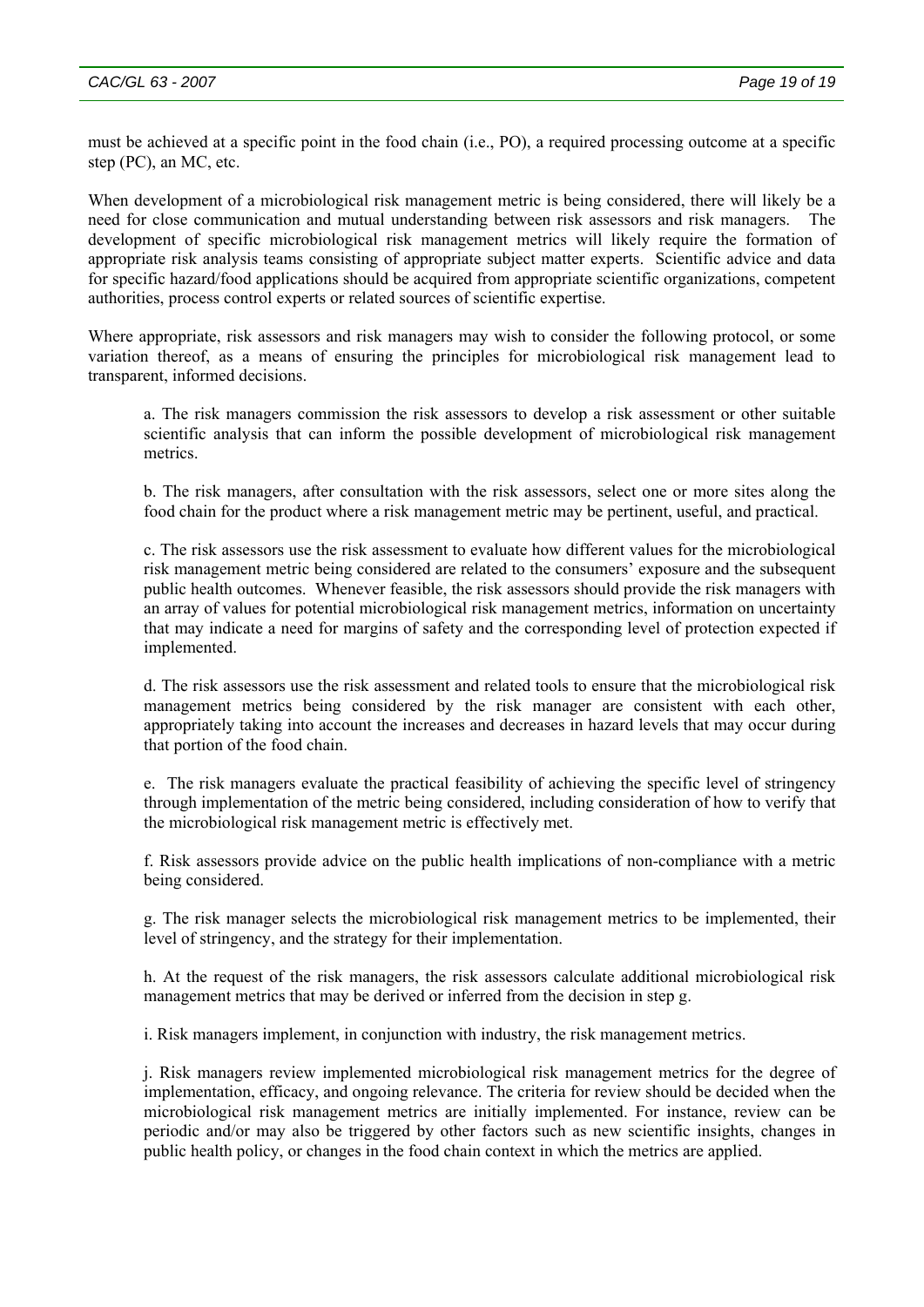must be achieved at a specific point in the food chain (i.e., PO), a required processing outcome at a specific step (PC), an MC, etc.

When development of a microbiological risk management metric is being considered, there will likely be a need for close communication and mutual understanding between risk assessors and risk managers. The development of specific microbiological risk management metrics will likely require the formation of appropriate risk analysis teams consisting of appropriate subject matter experts. Scientific advice and data for specific hazard/food applications should be acquired from appropriate scientific organizations, competent authorities, process control experts or related sources of scientific expertise.

Where appropriate, risk assessors and risk managers may wish to consider the following protocol, or some variation thereof, as a means of ensuring the principles for microbiological risk management lead to transparent, informed decisions.

a. The risk managers commission the risk assessors to develop a risk assessment or other suitable scientific analysis that can inform the possible development of microbiological risk management metrics.

b. The risk managers, after consultation with the risk assessors, select one or more sites along the food chain for the product where a risk management metric may be pertinent, useful, and practical.

c. The risk assessors use the risk assessment to evaluate how different values for the microbiological risk management metric being considered are related to the consumers' exposure and the subsequent public health outcomes. Whenever feasible, the risk assessors should provide the risk managers with an array of values for potential microbiological risk management metrics, information on uncertainty that may indicate a need for margins of safety and the corresponding level of protection expected if implemented.

d. The risk assessors use the risk assessment and related tools to ensure that the microbiological risk management metrics being considered by the risk manager are consistent with each other, appropriately taking into account the increases and decreases in hazard levels that may occur during that portion of the food chain.

e. The risk managers evaluate the practical feasibility of achieving the specific level of stringency through implementation of the metric being considered, including consideration of how to verify that the microbiological risk management metric is effectively met.

f. Risk assessors provide advice on the public health implications of non-compliance with a metric being considered.

g. The risk manager selects the microbiological risk management metrics to be implemented, their level of stringency, and the strategy for their implementation.

h. At the request of the risk managers, the risk assessors calculate additional microbiological risk management metrics that may be derived or inferred from the decision in step g.

i. Risk managers implement, in conjunction with industry, the risk management metrics.

j. Risk managers review implemented microbiological risk management metrics for the degree of implementation, efficacy, and ongoing relevance. The criteria for review should be decided when the microbiological risk management metrics are initially implemented. For instance, review can be periodic and/or may also be triggered by other factors such as new scientific insights, changes in public health policy, or changes in the food chain context in which the metrics are applied.